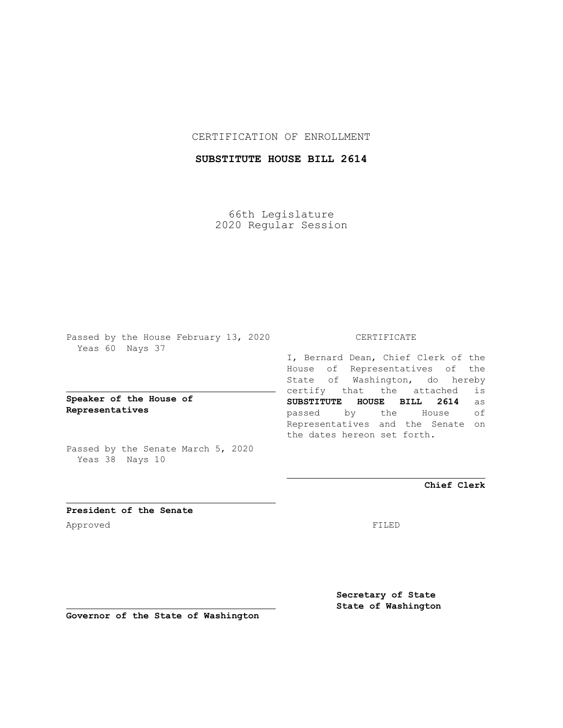CERTIFICATION OF ENROLLMENT

**SUBSTITUTE HOUSE BILL 2614**

66th Legislature
2020 Regular Session

Passed by the House February 13, 2020
Yeas 60 Nays 37

**Speaker of the House of Representatives**

Passed by the Senate March 5, 2020
Yeas 38 Nays 10

**President of the Senate**

Approved

**Governor of the State of Washington**

CERTIFICATE

I, Bernard Dean, Chief Clerk of the House of Representatives of the State of Washington, do hereby certify that the attached is **SUBSTITUTE HOUSE BILL 2614** as passed by the House of Representatives and the Senate on the dates hereon set forth.

**Chief Clerk**

FILED

**Secretary of State**
**State of Washington**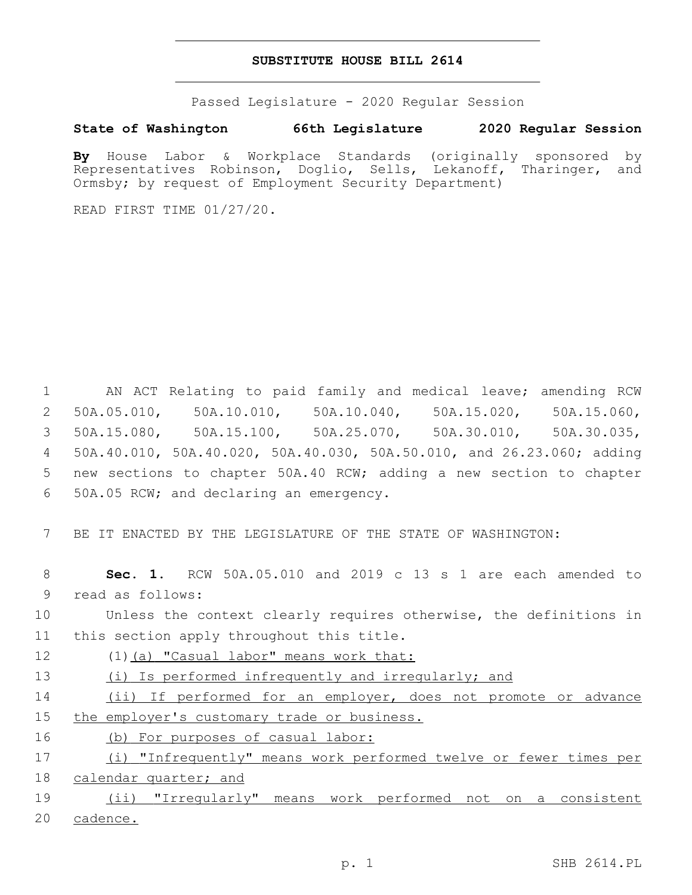# SUBSTITUTE HOUSE BILL 2614

Passed Legislature - 2020 Regular Session

**State of Washington 66th Legislature 2020 Regular Session**

**By** House Labor & Workplace Standards (originally sponsored by Representatives Robinson, Doglio, Sells, Lekanoff, Tharinger, and Ormsby; by request of Employment Security Department)

READ FIRST TIME 01/27/20.

AN ACT Relating to paid family and medical leave; amending RCW 50A.05.010, 50A.10.010, 50A.10.040, 50A.15.020, 50A.15.060, 50A.15.080, 50A.15.100, 50A.25.070, 50A.30.010, 50A.30.035, 50A.40.010, 50A.40.020, 50A.40.030, 50A.50.010, and 26.23.060; adding new sections to chapter 50A.40 RCW; adding a new section to chapter 50A.05 RCW; and declaring an emergency.

BE IT ENACTED BY THE LEGISLATURE OF THE STATE OF WASHINGTON:

**Sec. 1.** RCW 50A.05.010 and 2019 c 13 s 1 are each amended to read as follows:

Unless the context clearly requires otherwise, the definitions in this section apply throughout this title.

(1)(a) "Casual labor" means work that:

(i) Is performed infrequently and irregularly; and

(ii) If performed for an employer, does not promote or advance the employer's customary trade or business.

(b) For purposes of casual labor:

(i) "Infrequently" means work performed twelve or fewer times per calendar quarter; and

(ii) "Irregularly" means work performed not on a consistent cadence.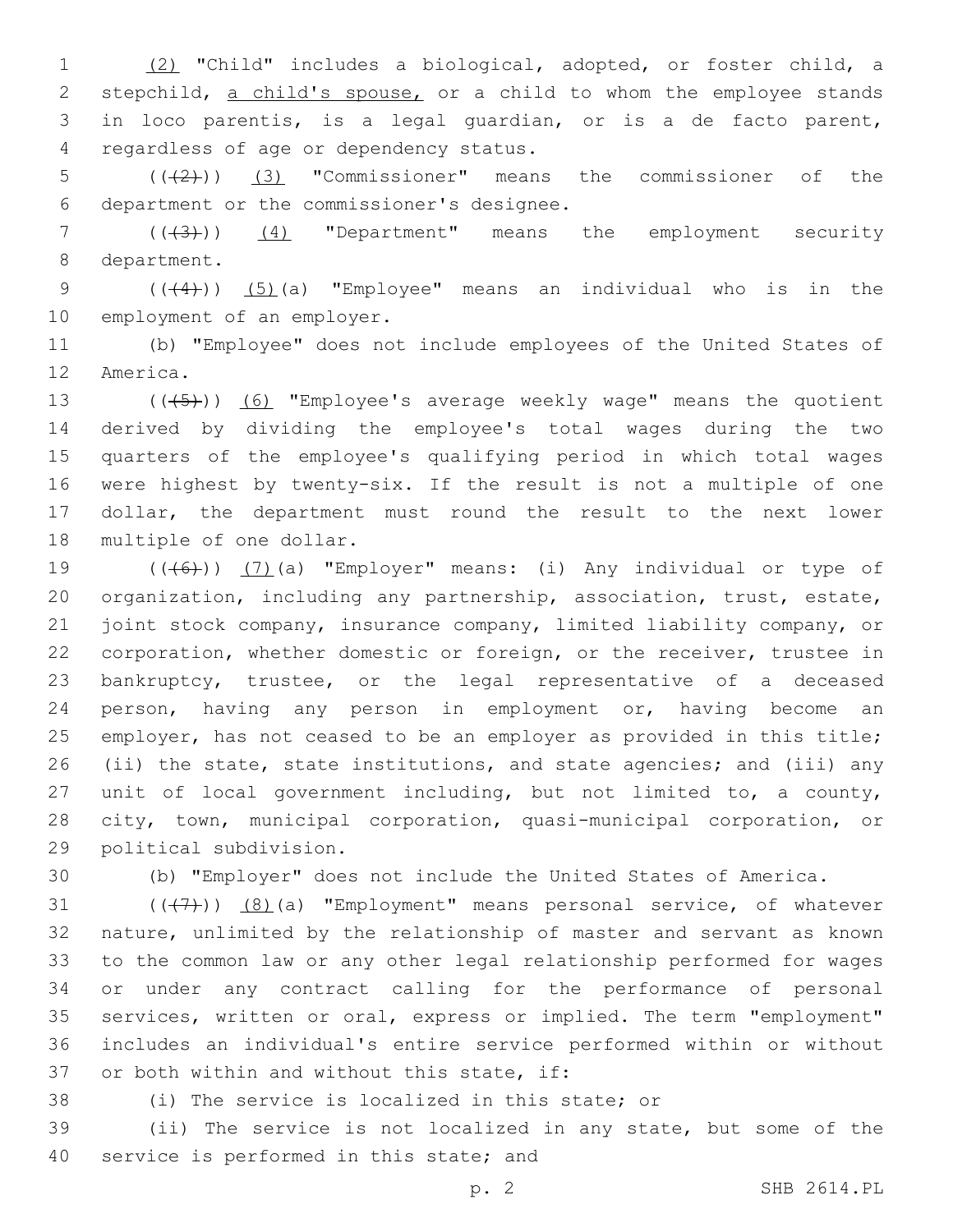(2) "Child" includes a biological, adopted, or foster child, a stepchild, a child's spouse, or a child to whom the employee stands in loco parentis, is a legal guardian, or is a de facto parent, regardless of age or dependency status.

(((2))) (3) "Commissioner" means the commissioner of the department or the commissioner's designee.

(((3))) (4) "Department" means the employment security department.

(((4))) (5)(a) "Employee" means an individual who is in the employment of an employer.

(b) "Employee" does not include employees of the United States of America.

(((5))) (6) "Employee's average weekly wage" means the quotient derived by dividing the employee's total wages during the two quarters of the employee's qualifying period in which total wages were highest by twenty-six. If the result is not a multiple of one dollar, the department must round the result to the next lower multiple of one dollar.

(((6))) (7)(a) "Employer" means: (i) Any individual or type of organization, including any partnership, association, trust, estate, joint stock company, insurance company, limited liability company, or corporation, whether domestic or foreign, or the receiver, trustee in bankruptcy, trustee, or the legal representative of a deceased person, having any person in employment or, having become an employer, has not ceased to be an employer as provided in this title; (ii) the state, state institutions, and state agencies; and (iii) any unit of local government including, but not limited to, a county, city, town, municipal corporation, quasi-municipal corporation, or political subdivision.

(b) "Employer" does not include the United States of America.

(((7))) (8)(a) "Employment" means personal service, of whatever nature, unlimited by the relationship of master and servant as known to the common law or any other legal relationship performed for wages or under any contract calling for the performance of personal services, written or oral, express or implied. The term "employment" includes an individual's entire service performed within or without or both within and without this state, if:

(i) The service is localized in this state; or

(ii) The service is not localized in any state, but some of the service is performed in this state; and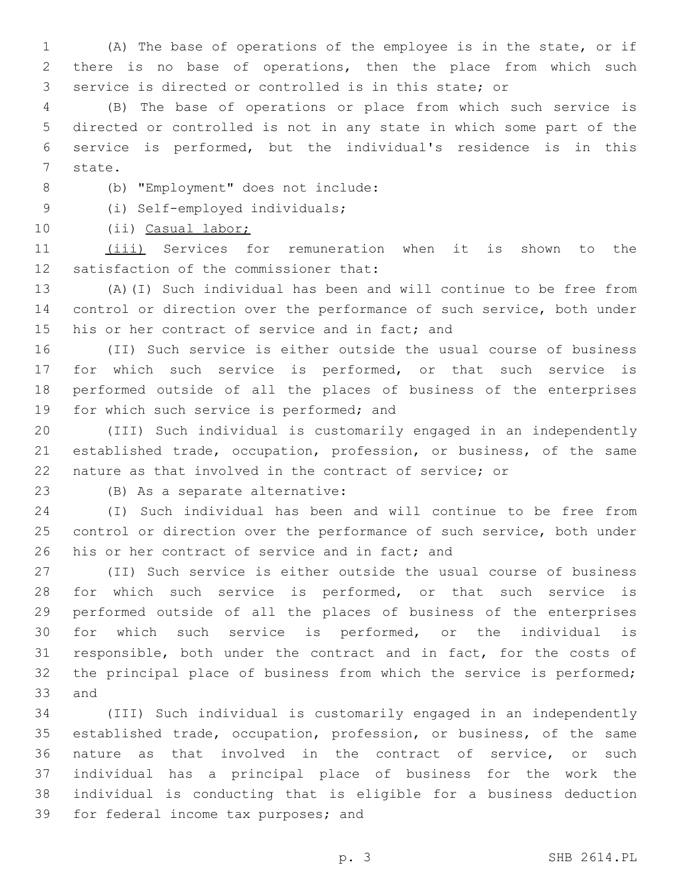(A) The base of operations of the employee is in the state, or if there is no base of operations, then the place from which such service is directed or controlled is in this state; or

(B) The base of operations or place from which such service is directed or controlled is not in any state in which some part of the service is performed, but the individual's residence is in this state.

(b) "Employment" does not include:

(i) Self-employed individuals;

(ii) <u>Casual labor;</u>

<u>(iii)</u> Services for remuneration when it is shown to the satisfaction of the commissioner that:

(A)(I) Such individual has been and will continue to be free from control or direction over the performance of such service, both under his or her contract of service and in fact; and

(II) Such service is either outside the usual course of business for which such service is performed, or that such service is performed outside of all the places of business of the enterprises for which such service is performed; and

(III) Such individual is customarily engaged in an independently established trade, occupation, profession, or business, of the same nature as that involved in the contract of service; or

(B) As a separate alternative:

(I) Such individual has been and will continue to be free from control or direction over the performance of such service, both under his or her contract of service and in fact; and

(II) Such service is either outside the usual course of business for which such service is performed, or that such service is performed outside of all the places of business of the enterprises for which such service is performed, or the individual is responsible, both under the contract and in fact, for the costs of the principal place of business from which the service is performed; and

(III) Such individual is customarily engaged in an independently established trade, occupation, profession, or business, of the same nature as that involved in the contract of service, or such individual has a principal place of business for the work the individual is conducting that is eligible for a business deduction for federal income tax purposes; and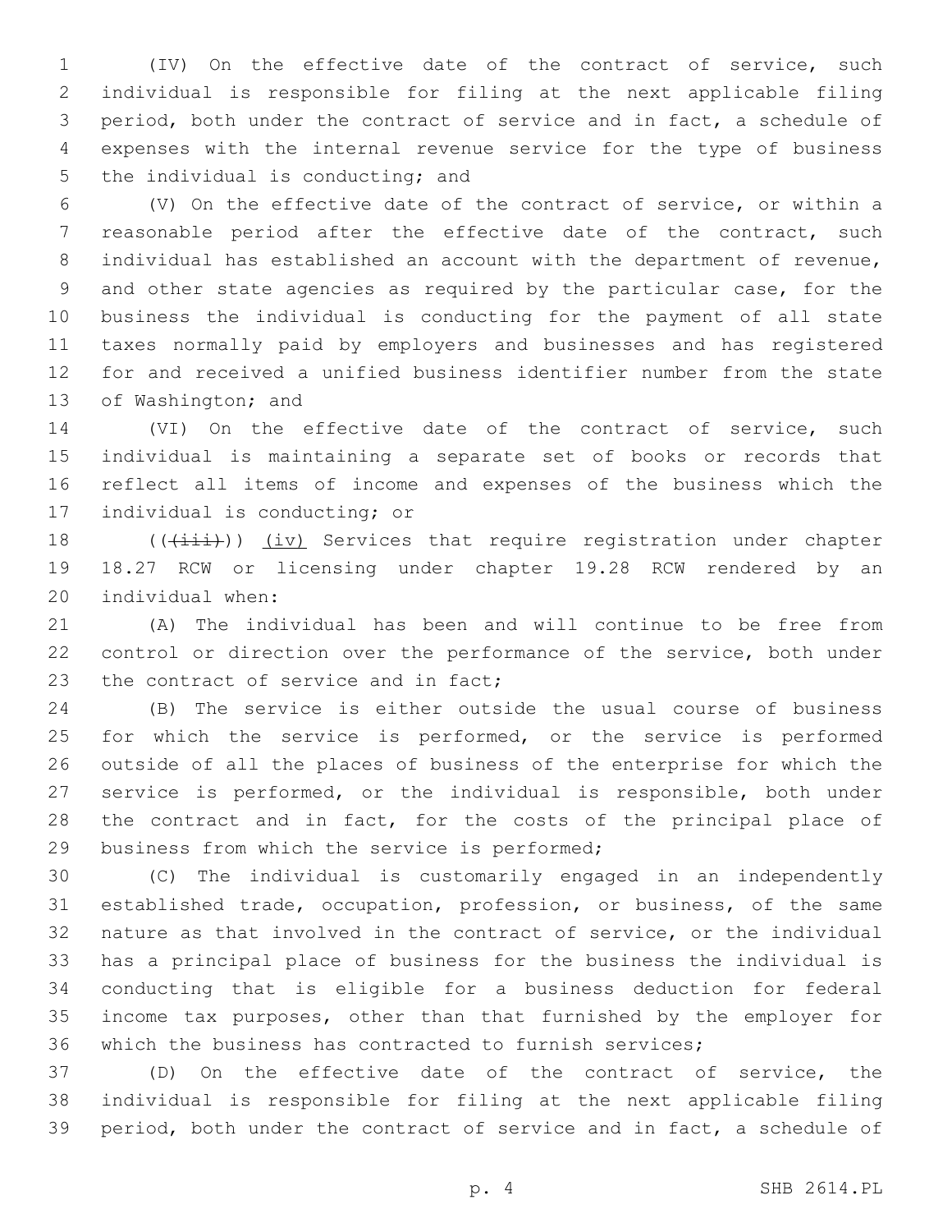(IV) On the effective date of the contract of service, such individual is responsible for filing at the next applicable filing period, both under the contract of service and in fact, a schedule of expenses with the internal revenue service for the type of business the individual is conducting; and

(V) On the effective date of the contract of service, or within a reasonable period after the effective date of the contract, such individual has established an account with the department of revenue, and other state agencies as required by the particular case, for the business the individual is conducting for the payment of all state taxes normally paid by employers and businesses and has registered for and received a unified business identifier number from the state of Washington; and

(VI) On the effective date of the contract of service, such individual is maintaining a separate set of books or records that reflect all items of income and expenses of the business which the individual is conducting; or

~~((~~(iii)~~))~~ <u>(iv)</u> Services that require registration under chapter 18.27 RCW or licensing under chapter 19.28 RCW rendered by an individual when:

(A) The individual has been and will continue to be free from control or direction over the performance of the service, both under the contract of service and in fact;

(B) The service is either outside the usual course of business for which the service is performed, or the service is performed outside of all the places of business of the enterprise for which the service is performed, or the individual is responsible, both under the contract and in fact, for the costs of the principal place of business from which the service is performed;

(C) The individual is customarily engaged in an independently established trade, occupation, profession, or business, of the same nature as that involved in the contract of service, or the individual has a principal place of business for the business the individual is conducting that is eligible for a business deduction for federal income tax purposes, other than that furnished by the employer for which the business has contracted to furnish services;

(D) On the effective date of the contract of service, the individual is responsible for filing at the next applicable filing period, both under the contract of service and in fact, a schedule of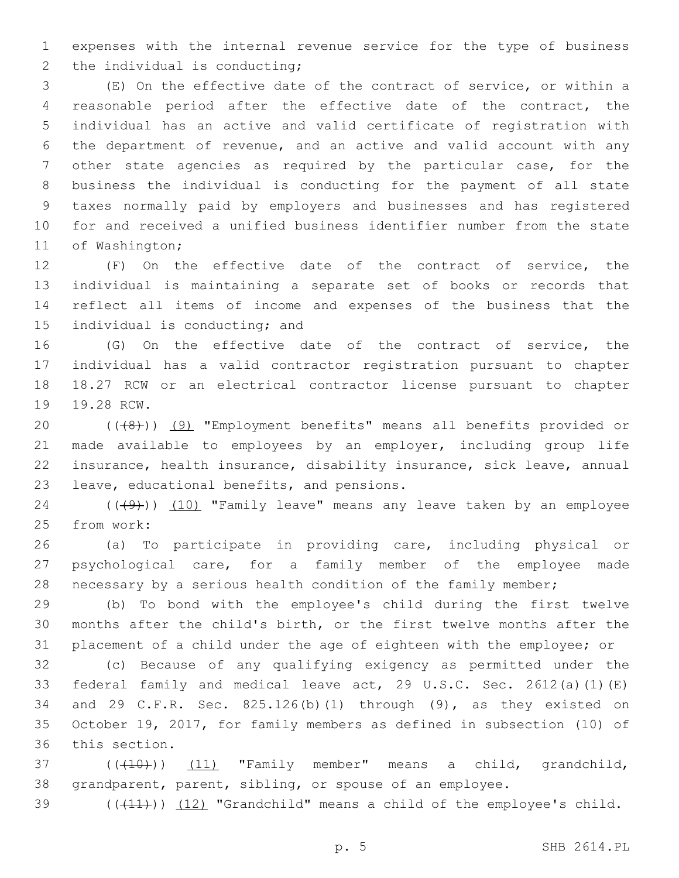expenses with the internal revenue service for the type of business the individual is conducting;

(E) On the effective date of the contract of service, or within a reasonable period after the effective date of the contract, the individual has an active and valid certificate of registration with the department of revenue, and an active and valid account with any other state agencies as required by the particular case, for the business the individual is conducting for the payment of all state taxes normally paid by employers and businesses and has registered for and received a unified business identifier number from the state of Washington;

(F) On the effective date of the contract of service, the individual is maintaining a separate set of books or records that reflect all items of income and expenses of the business that the individual is conducting; and

(G) On the effective date of the contract of service, the individual has a valid contractor registration pursuant to chapter 18.27 RCW or an electrical contractor license pursuant to chapter 19.28 RCW.

~~((8))~~ (9) "Employment benefits" means all benefits provided or made available to employees by an employer, including group life insurance, health insurance, disability insurance, sick leave, annual leave, educational benefits, and pensions.

~~((9))~~ (10) "Family leave" means any leave taken by an employee from work:

(a) To participate in providing care, including physical or psychological care, for a family member of the employee made necessary by a serious health condition of the family member;

(b) To bond with the employee's child during the first twelve months after the child's birth, or the first twelve months after the placement of a child under the age of eighteen with the employee; or

(c) Because of any qualifying exigency as permitted under the federal family and medical leave act, 29 U.S.C. Sec. 2612(a)(1)(E) and 29 C.F.R. Sec. 825.126(b)(1) through (9), as they existed on October 19, 2017, for family members as defined in subsection (10) of this section.

~~((10))~~ (11) "Family member" means a child, grandchild, grandparent, parent, sibling, or spouse of an employee.

~~((11))~~ (12) "Grandchild" means a child of the employee's child.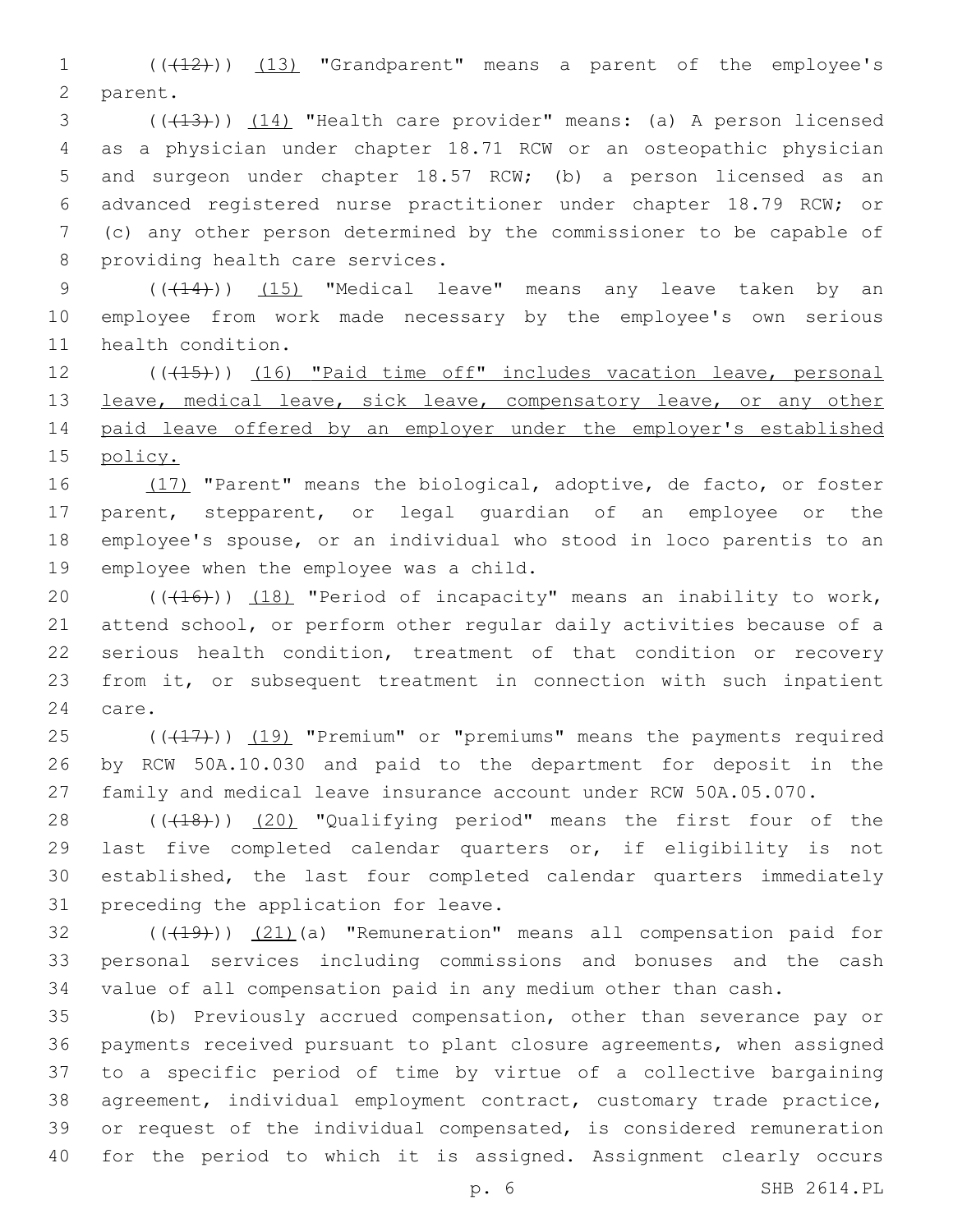(((12))) (13) "Grandparent" means a parent of the employee's parent.

(((13))) (14) "Health care provider" means: (a) A person licensed as a physician under chapter 18.71 RCW or an osteopathic physician and surgeon under chapter 18.57 RCW; (b) a person licensed as an advanced registered nurse practitioner under chapter 18.79 RCW; or (c) any other person determined by the commissioner to be capable of providing health care services.

(((14))) (15) "Medical leave" means any leave taken by an employee from work made necessary by the employee's own serious health condition.

(((15))) (16) "Paid time off" includes vacation leave, personal leave, medical leave, sick leave, compensatory leave, or any other paid leave offered by an employer under the employer's established policy.

(17) "Parent" means the biological, adoptive, de facto, or foster parent, stepparent, or legal guardian of an employee or the employee's spouse, or an individual who stood in loco parentis to an employee when the employee was a child.

(((16))) (18) "Period of incapacity" means an inability to work, attend school, or perform other regular daily activities because of a serious health condition, treatment of that condition or recovery from it, or subsequent treatment in connection with such inpatient care.

(((17))) (19) "Premium" or "premiums" means the payments required by RCW 50A.10.030 and paid to the department for deposit in the family and medical leave insurance account under RCW 50A.05.070.

(((18))) (20) "Qualifying period" means the first four of the last five completed calendar quarters or, if eligibility is not established, the last four completed calendar quarters immediately preceding the application for leave.

(((19))) (21)(a) "Remuneration" means all compensation paid for personal services including commissions and bonuses and the cash value of all compensation paid in any medium other than cash.

(b) Previously accrued compensation, other than severance pay or payments received pursuant to plant closure agreements, when assigned to a specific period of time by virtue of a collective bargaining agreement, individual employment contract, customary trade practice, or request of the individual compensated, is considered remuneration for the period to which it is assigned. Assignment clearly occurs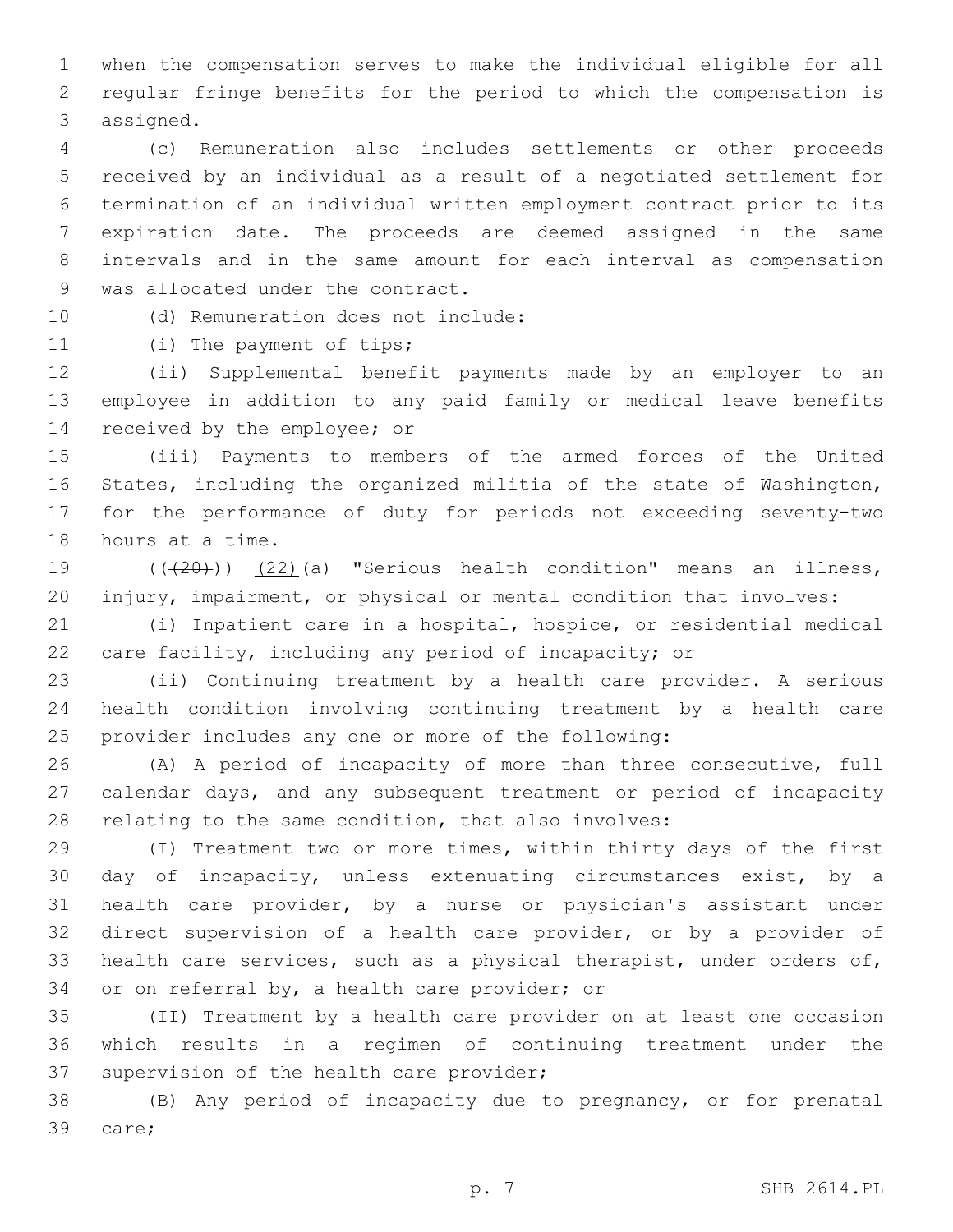when the compensation serves to make the individual eligible for all regular fringe benefits for the period to which the compensation is assigned.

(c) Remuneration also includes settlements or other proceeds received by an individual as a result of a negotiated settlement for termination of an individual written employment contract prior to its expiration date. The proceeds are deemed assigned in the same intervals and in the same amount for each interval as compensation was allocated under the contract.

(d) Remuneration does not include:

(i) The payment of tips;

(ii) Supplemental benefit payments made by an employer to an employee in addition to any paid family or medical leave benefits received by the employee; or

(iii) Payments to members of the armed forces of the United States, including the organized militia of the state of Washington, for the performance of duty for periods not exceeding seventy-two hours at a time.

((~~(20)~~)) <u>(22)</u>(a) "Serious health condition" means an illness, injury, impairment, or physical or mental condition that involves:

(i) Inpatient care in a hospital, hospice, or residential medical care facility, including any period of incapacity; or

(ii) Continuing treatment by a health care provider. A serious health condition involving continuing treatment by a health care provider includes any one or more of the following:

(A) A period of incapacity of more than three consecutive, full calendar days, and any subsequent treatment or period of incapacity relating to the same condition, that also involves:

(I) Treatment two or more times, within thirty days of the first day of incapacity, unless extenuating circumstances exist, by a health care provider, by a nurse or physician's assistant under direct supervision of a health care provider, or by a provider of health care services, such as a physical therapist, under orders of, or on referral by, a health care provider; or

(II) Treatment by a health care provider on at least one occasion which results in a regimen of continuing treatment under the supervision of the health care provider;

(B) Any period of incapacity due to pregnancy, or for prenatal care;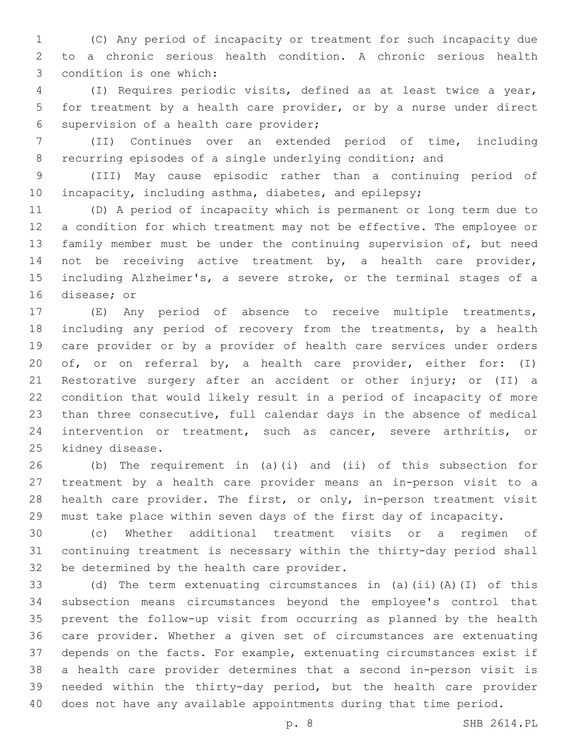(C) Any period of incapacity or treatment for such incapacity due to a chronic serious health condition. A chronic serious health condition is one which:

(I) Requires periodic visits, defined as at least twice a year, for treatment by a health care provider, or by a nurse under direct supervision of a health care provider;

(II) Continues over an extended period of time, including recurring episodes of a single underlying condition; and

(III) May cause episodic rather than a continuing period of incapacity, including asthma, diabetes, and epilepsy;

(D) A period of incapacity which is permanent or long term due to a condition for which treatment may not be effective. The employee or family member must be under the continuing supervision of, but need not be receiving active treatment by, a health care provider, including Alzheimer's, a severe stroke, or the terminal stages of a disease; or

(E) Any period of absence to receive multiple treatments, including any period of recovery from the treatments, by a health care provider or by a provider of health care services under orders of, or on referral by, a health care provider, either for: (I) Restorative surgery after an accident or other injury; or (II) a condition that would likely result in a period of incapacity of more than three consecutive, full calendar days in the absence of medical intervention or treatment, such as cancer, severe arthritis, or kidney disease.

(b) The requirement in (a)(i) and (ii) of this subsection for treatment by a health care provider means an in-person visit to a health care provider. The first, or only, in-person treatment visit must take place within seven days of the first day of incapacity.

(c) Whether additional treatment visits or a regimen of continuing treatment is necessary within the thirty-day period shall be determined by the health care provider.

(d) The term extenuating circumstances in (a)(ii)(A)(I) of this subsection means circumstances beyond the employee's control that prevent the follow-up visit from occurring as planned by the health care provider. Whether a given set of circumstances are extenuating depends on the facts. For example, extenuating circumstances exist if a health care provider determines that a second in-person visit is needed within the thirty-day period, but the health care provider does not have any available appointments during that time period.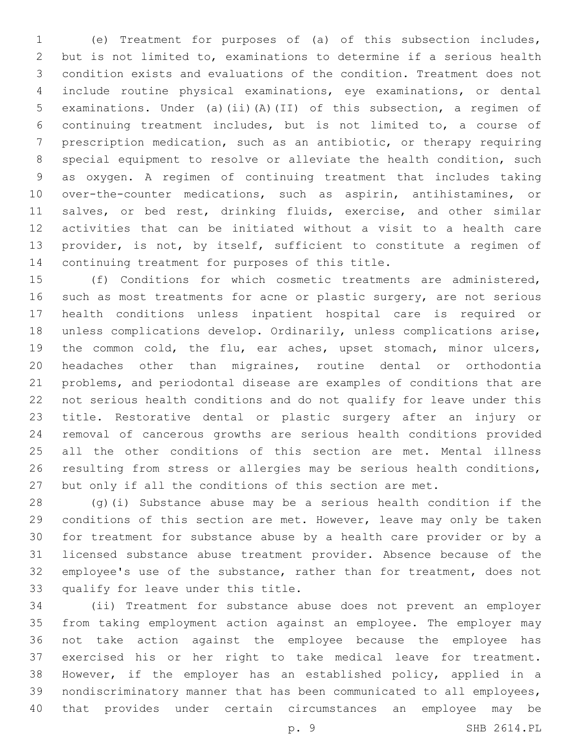(e) Treatment for purposes of (a) of this subsection includes, but is not limited to, examinations to determine if a serious health condition exists and evaluations of the condition. Treatment does not include routine physical examinations, eye examinations, or dental examinations. Under (a)(ii)(A)(II) of this subsection, a regimen of continuing treatment includes, but is not limited to, a course of prescription medication, such as an antibiotic, or therapy requiring special equipment to resolve or alleviate the health condition, such as oxygen. A regimen of continuing treatment that includes taking over-the-counter medications, such as aspirin, antihistamines, or salves, or bed rest, drinking fluids, exercise, and other similar activities that can be initiated without a visit to a health care provider, is not, by itself, sufficient to constitute a regimen of continuing treatment for purposes of this title.

(f) Conditions for which cosmetic treatments are administered, such as most treatments for acne or plastic surgery, are not serious health conditions unless inpatient hospital care is required or unless complications develop. Ordinarily, unless complications arise, the common cold, the flu, ear aches, upset stomach, minor ulcers, headaches other than migraines, routine dental or orthodontia problems, and periodontal disease are examples of conditions that are not serious health conditions and do not qualify for leave under this title. Restorative dental or plastic surgery after an injury or removal of cancerous growths are serious health conditions provided all the other conditions of this section are met. Mental illness resulting from stress or allergies may be serious health conditions, but only if all the conditions of this section are met.

(g)(i) Substance abuse may be a serious health condition if the conditions of this section are met. However, leave may only be taken for treatment for substance abuse by a health care provider or by a licensed substance abuse treatment provider. Absence because of the employee's use of the substance, rather than for treatment, does not qualify for leave under this title.

(ii) Treatment for substance abuse does not prevent an employer from taking employment action against an employee. The employer may not take action against the employee because the employee has exercised his or her right to take medical leave for treatment. However, if the employer has an established policy, applied in a nondiscriminatory manner that has been communicated to all employees, that provides under certain circumstances an employee may be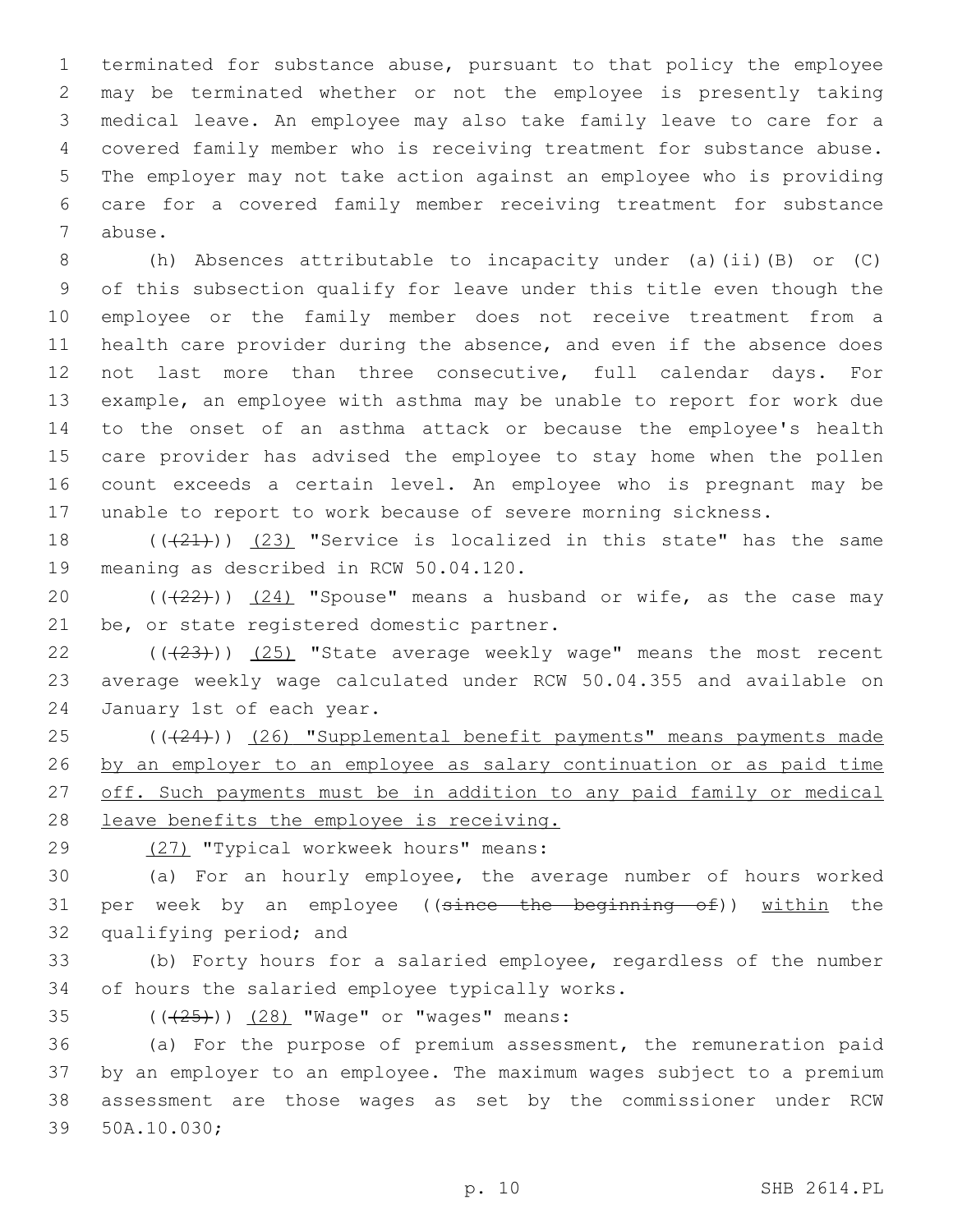terminated for substance abuse, pursuant to that policy the employee may be terminated whether or not the employee is presently taking medical leave. An employee may also take family leave to care for a covered family member who is receiving treatment for substance abuse. The employer may not take action against an employee who is providing care for a covered family member receiving treatment for substance abuse.

(h) Absences attributable to incapacity under (a)(ii)(B) or (C) of this subsection qualify for leave under this title even though the employee or the family member does not receive treatment from a health care provider during the absence, and even if the absence does not last more than three consecutive, full calendar days. For example, an employee with asthma may be unable to report for work due to the onset of an asthma attack or because the employee's health care provider has advised the employee to stay home when the pollen count exceeds a certain level. An employee who is pregnant may be unable to report to work because of severe morning sickness.

~~((21))~~ (23) "Service is localized in this state" has the same meaning as described in RCW 50.04.120.

~~((22))~~ (24) "Spouse" means a husband or wife, as the case may be, or state registered domestic partner.

~~((23))~~ (25) "State average weekly wage" means the most recent average weekly wage calculated under RCW 50.04.355 and available on January 1st of each year.

~~((24))~~ (26) "Supplemental benefit payments" means payments made by an employer to an employee as salary continuation or as paid time off. Such payments must be in addition to any paid family or medical leave benefits the employee is receiving.

(27) "Typical workweek hours" means:

(a) For an hourly employee, the average number of hours worked per week by an employee ~~((since the beginning of))~~ within the qualifying period; and

(b) Forty hours for a salaried employee, regardless of the number of hours the salaried employee typically works.

~~((25))~~ (28) "Wage" or "wages" means:

(a) For the purpose of premium assessment, the remuneration paid by an employer to an employee. The maximum wages subject to a premium assessment are those wages as set by the commissioner under RCW 50A.10.030;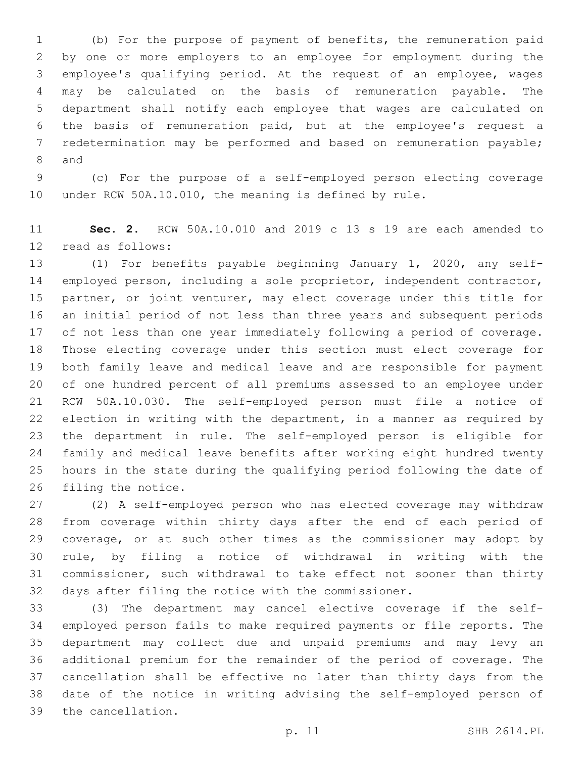(b) For the purpose of payment of benefits, the remuneration paid by one or more employers to an employee for employment during the employee's qualifying period. At the request of an employee, wages may be calculated on the basis of remuneration payable. The department shall notify each employee that wages are calculated on the basis of remuneration paid, but at the employee's request a redetermination may be performed and based on remuneration payable; and

(c) For the purpose of a self-employed person electing coverage under RCW 50A.10.010, the meaning is defined by rule.

**Sec. 2.** RCW 50A.10.010 and 2019 c 13 s 19 are each amended to read as follows:

(1) For benefits payable beginning January 1, 2020, any self-employed person, including a sole proprietor, independent contractor, partner, or joint venturer, may elect coverage under this title for an initial period of not less than three years and subsequent periods of not less than one year immediately following a period of coverage. Those electing coverage under this section must elect coverage for both family leave and medical leave and are responsible for payment of one hundred percent of all premiums assessed to an employee under RCW 50A.10.030. The self-employed person must file a notice of election in writing with the department, in a manner as required by the department in rule. The self-employed person is eligible for family and medical leave benefits after working eight hundred twenty hours in the state during the qualifying period following the date of filing the notice.

(2) A self-employed person who has elected coverage may withdraw from coverage within thirty days after the end of each period of coverage, or at such other times as the commissioner may adopt by rule, by filing a notice of withdrawal in writing with the commissioner, such withdrawal to take effect not sooner than thirty days after filing the notice with the commissioner.

(3) The department may cancel elective coverage if the self-employed person fails to make required payments or file reports. The department may collect due and unpaid premiums and may levy an additional premium for the remainder of the period of coverage. The cancellation shall be effective no later than thirty days from the date of the notice in writing advising the self-employed person of the cancellation.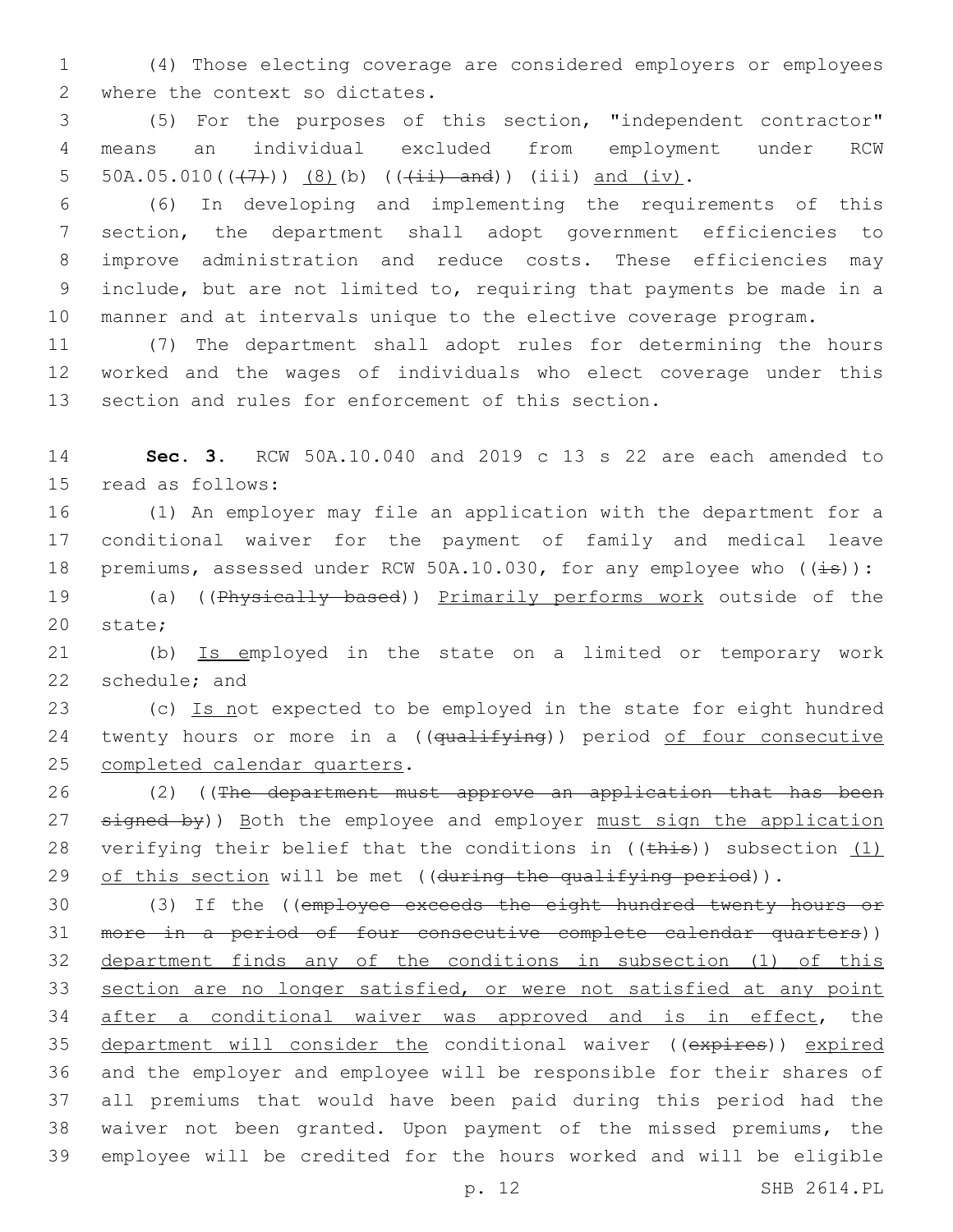(4) Those electing coverage are considered employers or employees where the context so dictates.

(5) For the purposes of this section, "independent contractor" means an individual excluded from employment under RCW 50A.05.010((~~(7)~~)) <u>(8)</u>(b) ((~~(ii) and~~)) (iii) <u>and (iv)</u>.

(6) In developing and implementing the requirements of this section, the department shall adopt government efficiencies to improve administration and reduce costs. These efficiencies may include, but are not limited to, requiring that payments be made in a manner and at intervals unique to the elective coverage program.

(7) The department shall adopt rules for determining the hours worked and the wages of individuals who elect coverage under this section and rules for enforcement of this section.

**Sec. 3.** RCW 50A.10.040 and 2019 c 13 s 22 are each amended to read as follows:

(1) An employer may file an application with the department for a conditional waiver for the payment of family and medical leave premiums, assessed under RCW 50A.10.030, for any employee who ((~~is~~)):

(a) ((~~Physically based~~)) <u>Primarily performs work</u> outside of the state;

(b) <u>Is e</u>mployed in the state on a limited or temporary work schedule; and

(c) <u>Is n</u>ot expected to be employed in the state for eight hundred twenty hours or more in a ((~~qualifying~~)) period <u>of four consecutive completed calendar quarters</u>.

(2) ((~~The department must approve an application that has been signed by~~)) <u>B</u>oth the employee and employer <u>must sign the application</u> verifying their belief that the conditions in ((~~this~~)) subsection <u>(1) of this section</u> will be met ((~~during the qualifying period~~)).

(3) If the ((~~employee exceeds the eight hundred twenty hours or more in a period of four consecutive complete calendar quarters~~)) <u>department finds any of the conditions in subsection (1) of this section are no longer satisfied, or were not satisfied at any point after a conditional waiver was approved and is in effect</u>, the <u>department will consider the</u> conditional waiver ((~~expires~~)) <u>expired</u> and the employer and employee will be responsible for their shares of all premiums that would have been paid during this period had the waiver not been granted. Upon payment of the missed premiums, the employee will be credited for the hours worked and will be eligible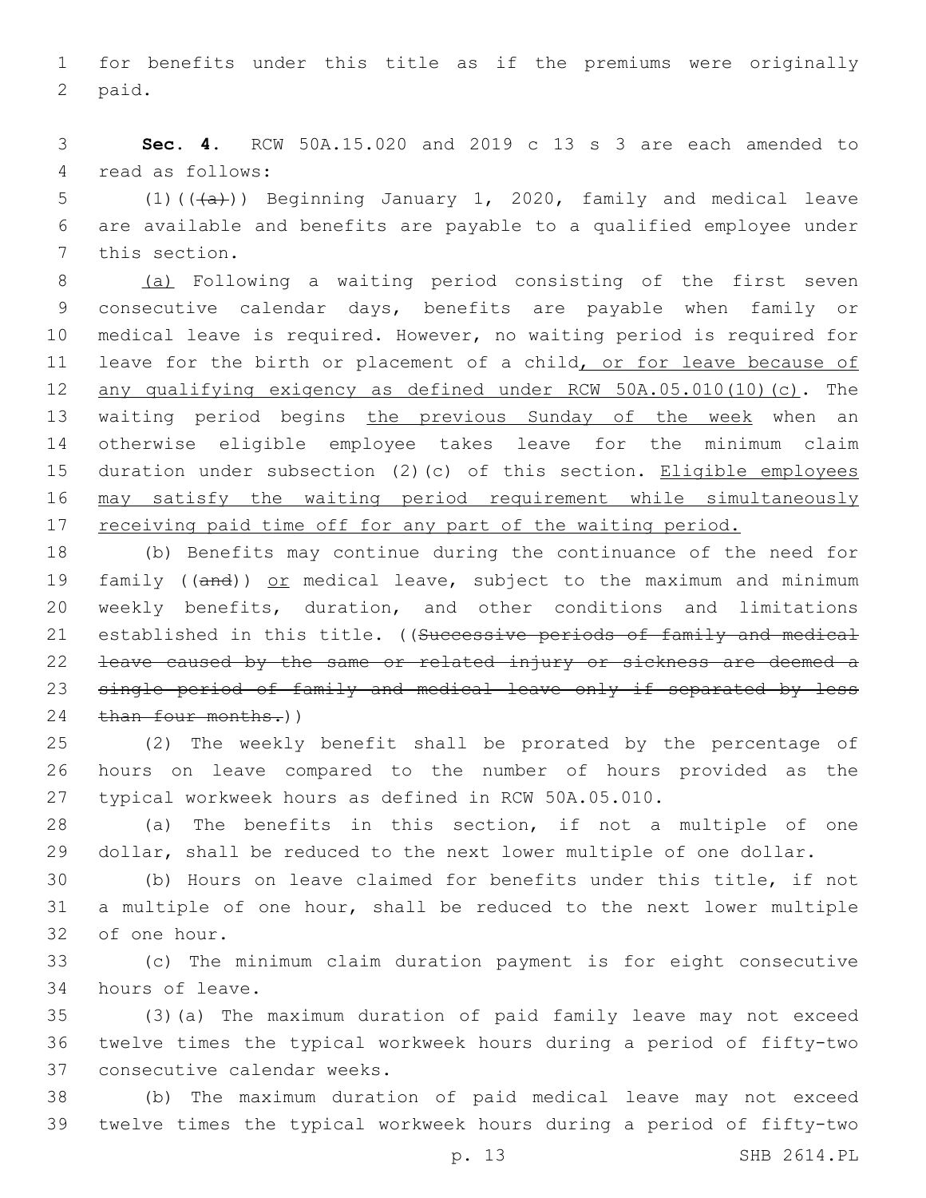for benefits under this title as if the premiums were originally paid.

**Sec. 4.** RCW 50A.15.020 and 2019 c 13 s 3 are each amended to read as follows:

(1)((~~(a)~~)) Beginning January 1, 2020, family and medical leave are available and benefits are payable to a qualified employee under this section.

<u>(a)</u> Following a waiting period consisting of the first seven consecutive calendar days, benefits are payable when family or medical leave is required. However, no waiting period is required for leave for the birth or placement of a child<u>, or for leave because of any qualifying exigency as defined under RCW 50A.05.010(10)(c)</u>. The waiting period begins <u>the previous Sunday of the week</u> when an otherwise eligible employee takes leave for the minimum claim duration under subsection (2)(c) of this section. <u>Eligible employees may satisfy the waiting period requirement while simultaneously receiving paid time off for any part of the waiting period.</u>

(b) Benefits may continue during the continuance of the need for family ((~~and~~)) <u>or</u> medical leave, subject to the maximum and minimum weekly benefits, duration, and other conditions and limitations established in this title. ((~~Successive periods of family and medical leave caused by the same or related injury or sickness are deemed a single period of family and medical leave only if separated by less than four months.~~))

(2) The weekly benefit shall be prorated by the percentage of hours on leave compared to the number of hours provided as the typical workweek hours as defined in RCW 50A.05.010.

(a) The benefits in this section, if not a multiple of one dollar, shall be reduced to the next lower multiple of one dollar.

(b) Hours on leave claimed for benefits under this title, if not a multiple of one hour, shall be reduced to the next lower multiple of one hour.

(c) The minimum claim duration payment is for eight consecutive hours of leave.

(3)(a) The maximum duration of paid family leave may not exceed twelve times the typical workweek hours during a period of fifty-two consecutive calendar weeks.

(b) The maximum duration of paid medical leave may not exceed twelve times the typical workweek hours during a period of fifty-two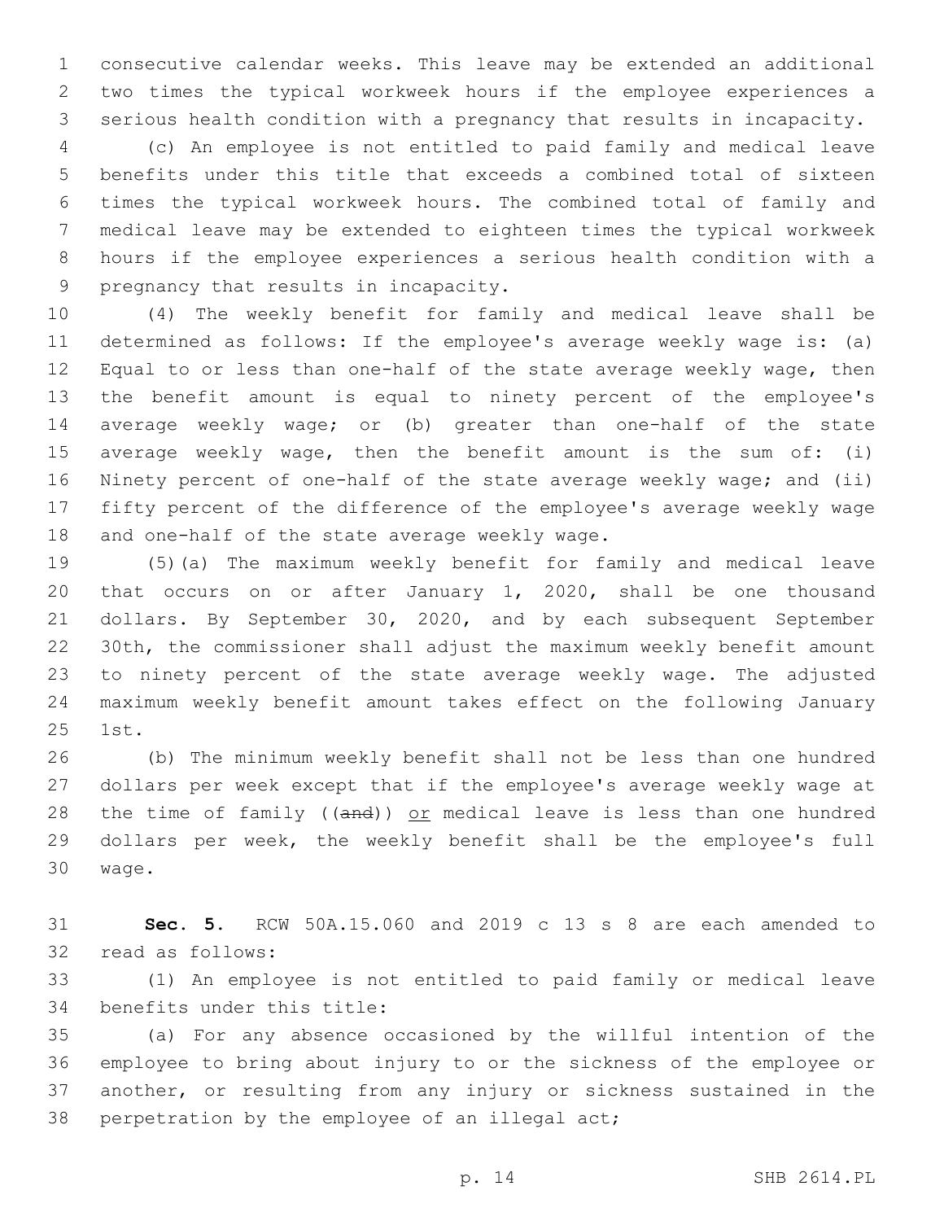consecutive calendar weeks. This leave may be extended an additional two times the typical workweek hours if the employee experiences a serious health condition with a pregnancy that results in incapacity.

(c) An employee is not entitled to paid family and medical leave benefits under this title that exceeds a combined total of sixteen times the typical workweek hours. The combined total of family and medical leave may be extended to eighteen times the typical workweek hours if the employee experiences a serious health condition with a pregnancy that results in incapacity.

(4) The weekly benefit for family and medical leave shall be determined as follows: If the employee's average weekly wage is: (a) Equal to or less than one-half of the state average weekly wage, then the benefit amount is equal to ninety percent of the employee's average weekly wage; or (b) greater than one-half of the state average weekly wage, then the benefit amount is the sum of: (i) Ninety percent of one-half of the state average weekly wage; and (ii) fifty percent of the difference of the employee's average weekly wage and one-half of the state average weekly wage.

(5)(a) The maximum weekly benefit for family and medical leave that occurs on or after January 1, 2020, shall be one thousand dollars. By September 30, 2020, and by each subsequent September 30th, the commissioner shall adjust the maximum weekly benefit amount to ninety percent of the state average weekly wage. The adjusted maximum weekly benefit amount takes effect on the following January 1st.

(b) The minimum weekly benefit shall not be less than one hundred dollars per week except that if the employee's average weekly wage at the time of family ((~~and~~)) <u>or</u> medical leave is less than one hundred dollars per week, the weekly benefit shall be the employee's full wage.

**Sec. 5.** RCW 50A.15.060 and 2019 c 13 s 8 are each amended to read as follows:

(1) An employee is not entitled to paid family or medical leave benefits under this title:

(a) For any absence occasioned by the willful intention of the employee to bring about injury to or the sickness of the employee or another, or resulting from any injury or sickness sustained in the perpetration by the employee of an illegal act;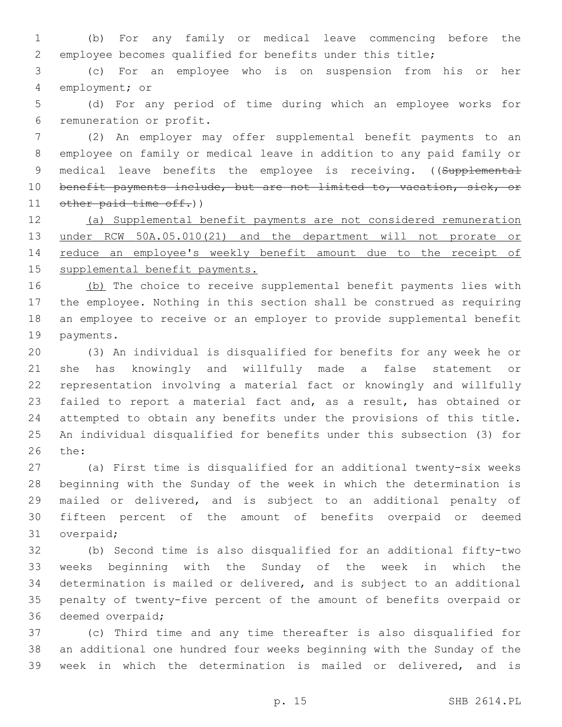(b) For any family or medical leave commencing before the employee becomes qualified for benefits under this title;

(c) For an employee who is on suspension from his or her employment; or

(d) For any period of time during which an employee works for remuneration or profit.

(2) An employer may offer supplemental benefit payments to an employee on family or medical leave in addition to any paid family or medical leave benefits the employee is receiving. ((~~Supplemental benefit payments include, but are not limited to, vacation, sick, or other paid time off.~~))

<u>(a) Supplemental benefit payments are not considered remuneration under RCW 50A.05.010(21) and the department will not prorate or reduce an employee's weekly benefit amount due to the receipt of supplemental benefit payments.</u>

<u>(b)</u> The choice to receive supplemental benefit payments lies with the employee. Nothing in this section shall be construed as requiring an employee to receive or an employer to provide supplemental benefit payments.

(3) An individual is disqualified for benefits for any week he or she has knowingly and willfully made a false statement or representation involving a material fact or knowingly and willfully failed to report a material fact and, as a result, has obtained or attempted to obtain any benefits under the provisions of this title. An individual disqualified for benefits under this subsection (3) for the:

(a) First time is disqualified for an additional twenty-six weeks beginning with the Sunday of the week in which the determination is mailed or delivered, and is subject to an additional penalty of fifteen percent of the amount of benefits overpaid or deemed overpaid;

(b) Second time is also disqualified for an additional fifty-two weeks beginning with the Sunday of the week in which the determination is mailed or delivered, and is subject to an additional penalty of twenty-five percent of the amount of benefits overpaid or deemed overpaid;

(c) Third time and any time thereafter is also disqualified for an additional one hundred four weeks beginning with the Sunday of the week in which the determination is mailed or delivered, and is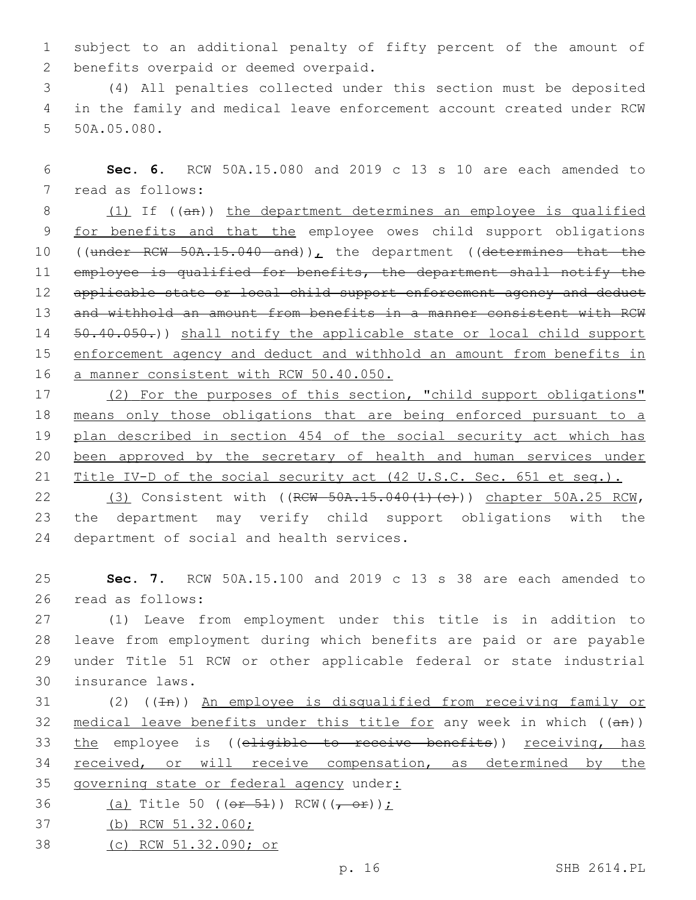subject to an additional penalty of fifty percent of the amount of benefits overpaid or deemed overpaid.

(4) All penalties collected under this section must be deposited in the family and medical leave enforcement account created under RCW 50A.05.080.

**Sec. 6.** RCW 50A.15.080 and 2019 c 13 s 10 are each amended to read as follows:

(1) If ((an)) the department determines an employee is qualified for benefits and that the employee owes child support obligations ((under RCW 50A.15.040 and)), the department ((determines that the employee is qualified for benefits, the department shall notify the applicable state or local child support enforcement agency and deduct and withhold an amount from benefits in a manner consistent with RCW 50.40.050.)) shall notify the applicable state or local child support enforcement agency and deduct and withhold an amount from benefits in a manner consistent with RCW 50.40.050.

(2) For the purposes of this section, "child support obligations" means only those obligations that are being enforced pursuant to a plan described in section 454 of the social security act which has been approved by the secretary of health and human services under Title IV-D of the social security act (42 U.S.C. Sec. 651 et seq.).

(3) Consistent with ((RCW 50A.15.040(1)(c))) chapter 50A.25 RCW, the department may verify child support obligations with the department of social and health services.

**Sec. 7.** RCW 50A.15.100 and 2019 c 13 s 38 are each amended to read as follows:

(1) Leave from employment under this title is in addition to leave from employment during which benefits are paid or are payable under Title 51 RCW or other applicable federal or state industrial insurance laws.

(2) ((In)) An employee is disqualified from receiving family or medical leave benefits under this title for any week in which ((an)) the employee is ((eligible to receive benefits)) receiving, has received, or will receive compensation, as determined by the governing state or federal agency under:

(a) Title 50 ((or 51)) RCW((, or));

(b) RCW 51.32.060;

(c) RCW 51.32.090; or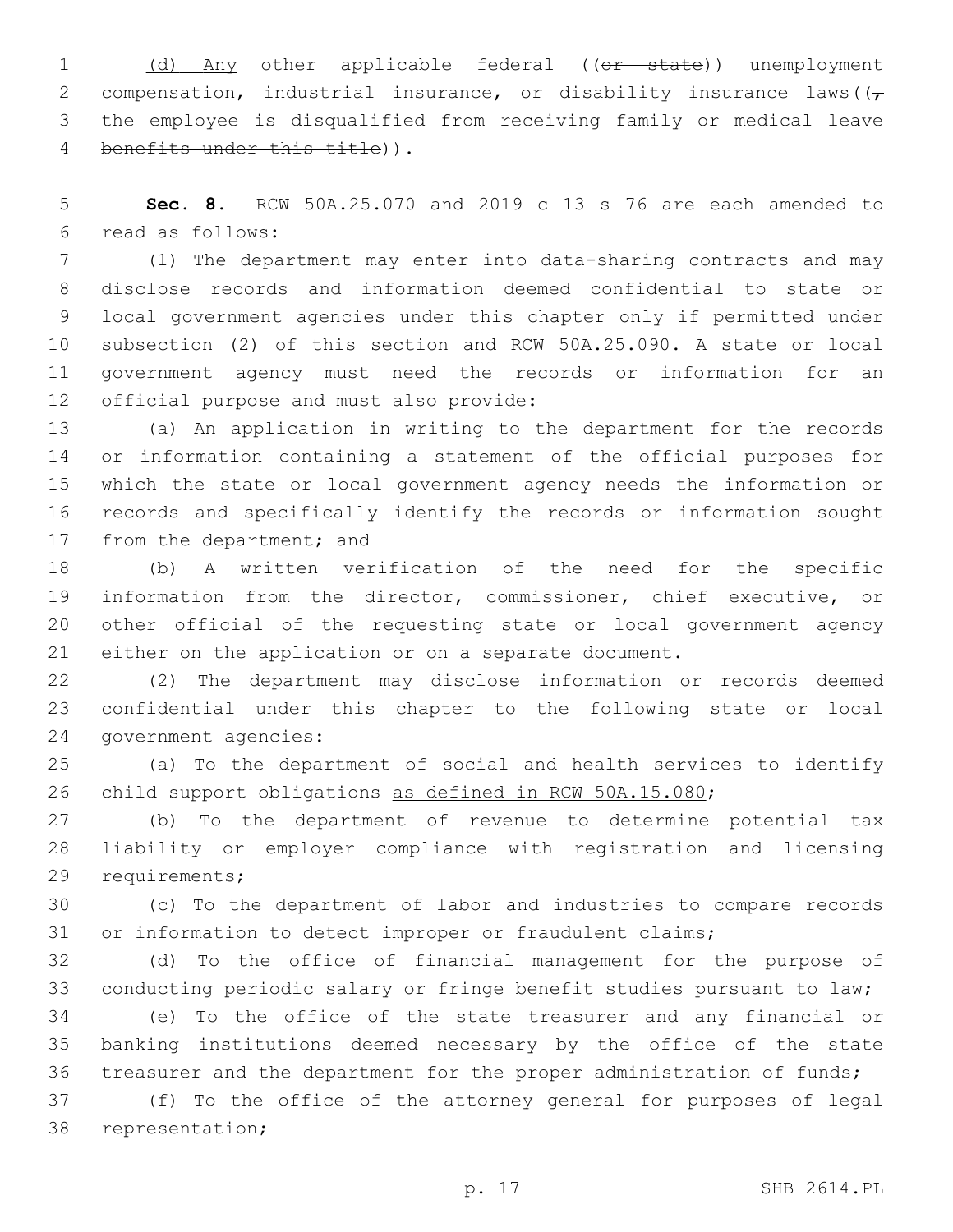(d) Any other applicable federal ((~~or state~~)) unemployment compensation, industrial insurance, or disability insurance laws((~~, the employee is disqualified from receiving family or medical leave benefits under this title~~)).

**Sec. 8.** RCW 50A.25.070 and 2019 c 13 s 76 are each amended to read as follows:

(1) The department may enter into data-sharing contracts and may disclose records and information deemed confidential to state or local government agencies under this chapter only if permitted under subsection (2) of this section and RCW 50A.25.090. A state or local government agency must need the records or information for an official purpose and must also provide:

(a) An application in writing to the department for the records or information containing a statement of the official purposes for which the state or local government agency needs the information or records and specifically identify the records or information sought from the department; and

(b) A written verification of the need for the specific information from the director, commissioner, chief executive, or other official of the requesting state or local government agency either on the application or on a separate document.

(2) The department may disclose information or records deemed confidential under this chapter to the following state or local government agencies:

(a) To the department of social and health services to identify child support obligations <u>as defined in RCW 50A.15.080</u>;

(b) To the department of revenue to determine potential tax liability or employer compliance with registration and licensing requirements;

(c) To the department of labor and industries to compare records or information to detect improper or fraudulent claims;

(d) To the office of financial management for the purpose of conducting periodic salary or fringe benefit studies pursuant to law;

(e) To the office of the state treasurer and any financial or banking institutions deemed necessary by the office of the state treasurer and the department for the proper administration of funds;

(f) To the office of the attorney general for purposes of legal representation;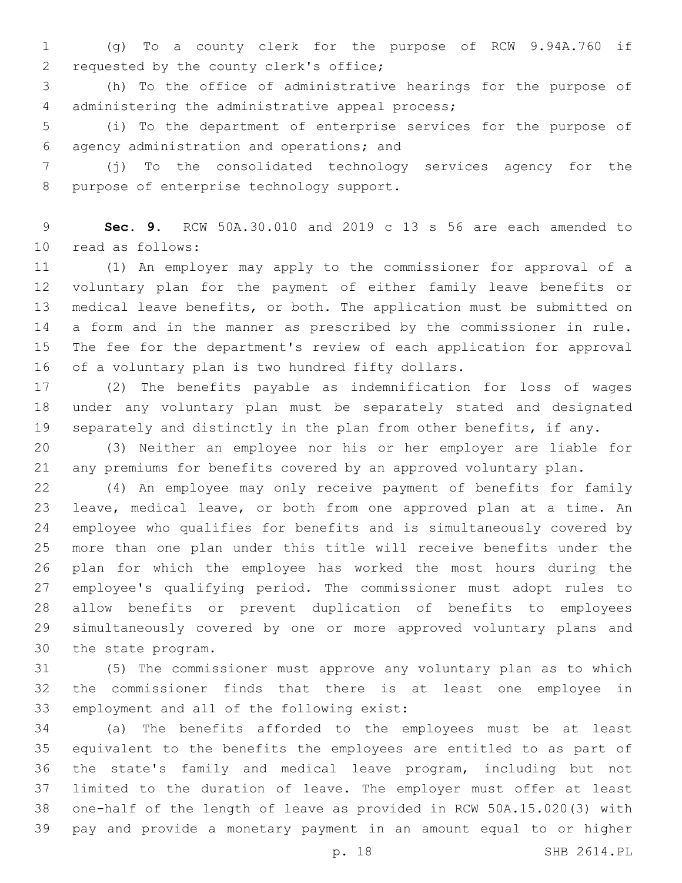(g) To a county clerk for the purpose of RCW 9.94A.760 if requested by the county clerk's office;

(h) To the office of administrative hearings for the purpose of administering the administrative appeal process;

(i) To the department of enterprise services for the purpose of agency administration and operations; and

(j) To the consolidated technology services agency for the purpose of enterprise technology support.

**Sec. 9.** RCW 50A.30.010 and 2019 c 13 s 56 are each amended to read as follows:

(1) An employer may apply to the commissioner for approval of a voluntary plan for the payment of either family leave benefits or medical leave benefits, or both. The application must be submitted on a form and in the manner as prescribed by the commissioner in rule. The fee for the department's review of each application for approval of a voluntary plan is two hundred fifty dollars.

(2) The benefits payable as indemnification for loss of wages under any voluntary plan must be separately stated and designated separately and distinctly in the plan from other benefits, if any.

(3) Neither an employee nor his or her employer are liable for any premiums for benefits covered by an approved voluntary plan.

(4) An employee may only receive payment of benefits for family leave, medical leave, or both from one approved plan at a time. An employee who qualifies for benefits and is simultaneously covered by more than one plan under this title will receive benefits under the plan for which the employee has worked the most hours during the employee's qualifying period. The commissioner must adopt rules to allow benefits or prevent duplication of benefits to employees simultaneously covered by one or more approved voluntary plans and the state program.

(5) The commissioner must approve any voluntary plan as to which the commissioner finds that there is at least one employee in employment and all of the following exist:

(a) The benefits afforded to the employees must be at least equivalent to the benefits the employees are entitled to as part of the state's family and medical leave program, including but not limited to the duration of leave. The employer must offer at least one-half of the length of leave as provided in RCW 50A.15.020(3) with pay and provide a monetary payment in an amount equal to or higher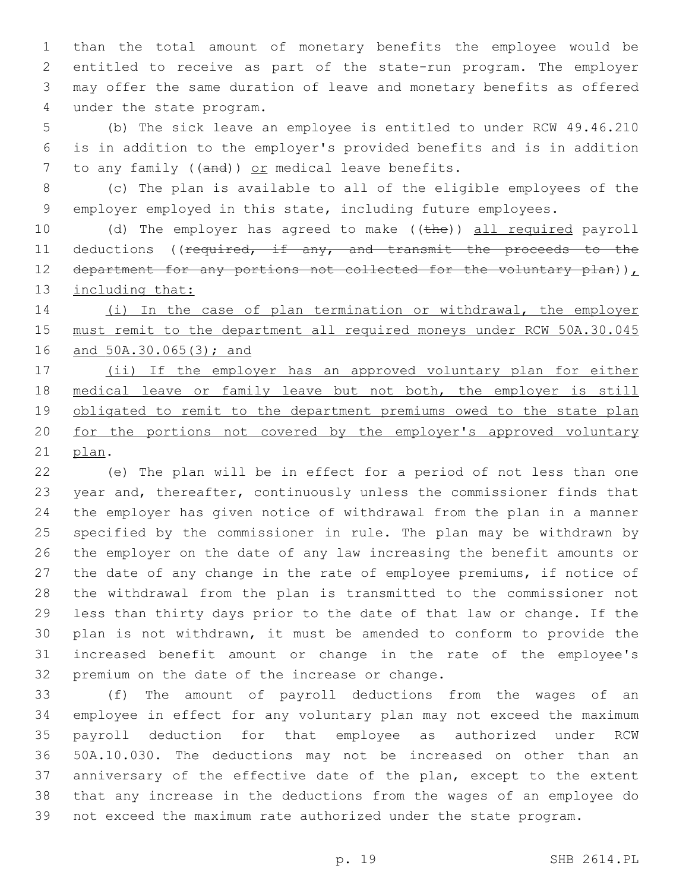than the total amount of monetary benefits the employee would be entitled to receive as part of the state-run program. The employer may offer the same duration of leave and monetary benefits as offered under the state program.

(b) The sick leave an employee is entitled to under RCW 49.46.210 is in addition to the employer's provided benefits and is in addition to any family ((~~and~~)) <u>or</u> medical leave benefits.

(c) The plan is available to all of the eligible employees of the employer employed in this state, including future employees.

(d) The employer has agreed to make ((~~the~~)) <u>all required</u> payroll deductions ((~~required, if any, and transmit the proceeds to the department for any portions not collected for the voluntary plan~~))<u>, including that:</u>

<u>(i) In the case of plan termination or withdrawal, the employer must remit to the department all required moneys under RCW 50A.30.045 and 50A.30.065(3); and</u>

<u>(ii) If the employer has an approved voluntary plan for either medical leave or family leave but not both, the employer is still obligated to remit to the department premiums owed to the state plan for the portions not covered by the employer's approved voluntary plan</u>.

(e) The plan will be in effect for a period of not less than one year and, thereafter, continuously unless the commissioner finds that the employer has given notice of withdrawal from the plan in a manner specified by the commissioner in rule. The plan may be withdrawn by the employer on the date of any law increasing the benefit amounts or the date of any change in the rate of employee premiums, if notice of the withdrawal from the plan is transmitted to the commissioner not less than thirty days prior to the date of that law or change. If the plan is not withdrawn, it must be amended to conform to provide the increased benefit amount or change in the rate of the employee's premium on the date of the increase or change.

(f) The amount of payroll deductions from the wages of an employee in effect for any voluntary plan may not exceed the maximum payroll deduction for that employee as authorized under RCW 50A.10.030. The deductions may not be increased on other than an anniversary of the effective date of the plan, except to the extent that any increase in the deductions from the wages of an employee do not exceed the maximum rate authorized under the state program.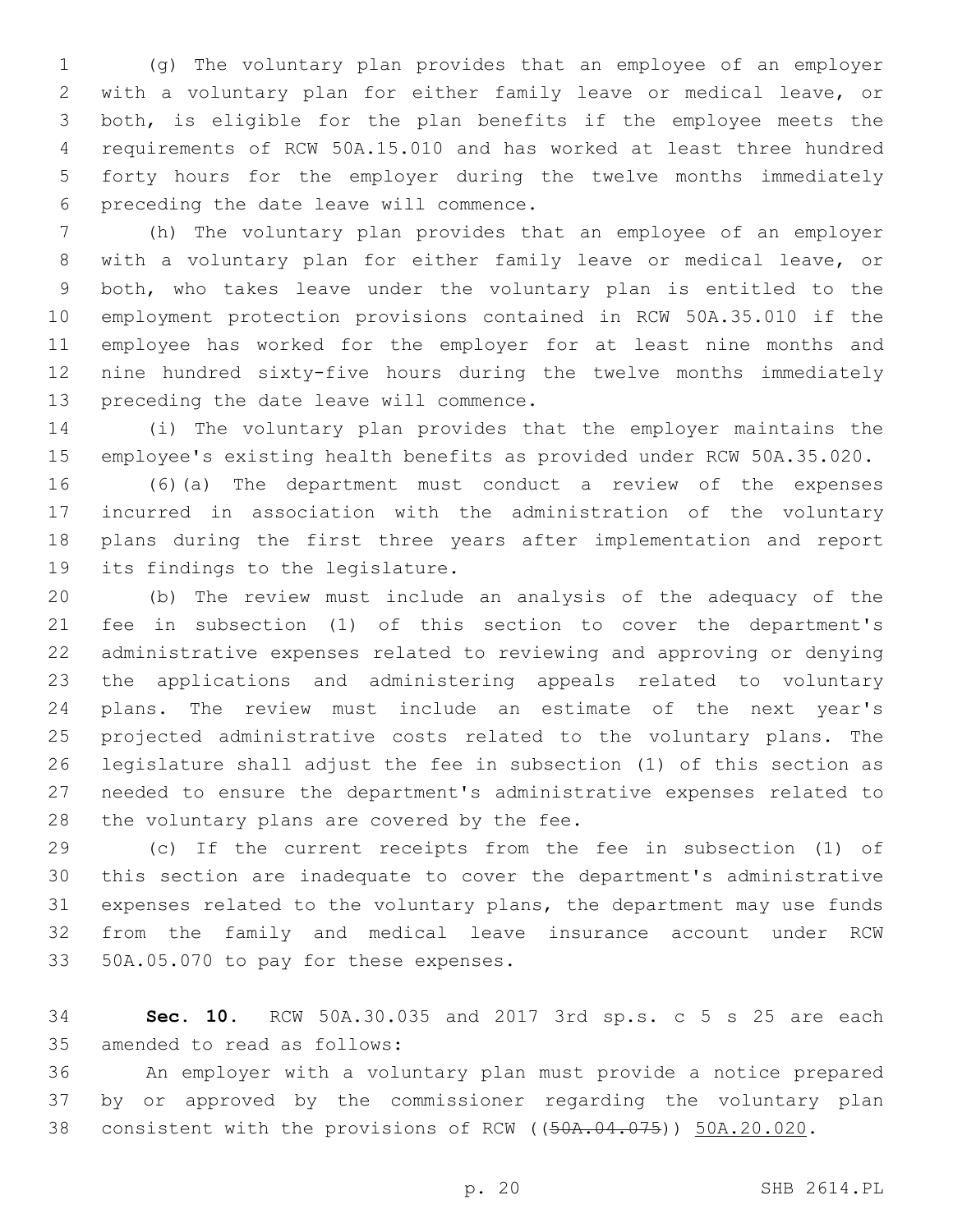(g) The voluntary plan provides that an employee of an employer with a voluntary plan for either family leave or medical leave, or both, is eligible for the plan benefits if the employee meets the requirements of RCW 50A.15.010 and has worked at least three hundred forty hours for the employer during the twelve months immediately preceding the date leave will commence.

(h) The voluntary plan provides that an employee of an employer with a voluntary plan for either family leave or medical leave, or both, who takes leave under the voluntary plan is entitled to the employment protection provisions contained in RCW 50A.35.010 if the employee has worked for the employer for at least nine months and nine hundred sixty-five hours during the twelve months immediately preceding the date leave will commence.

(i) The voluntary plan provides that the employer maintains the employee's existing health benefits as provided under RCW 50A.35.020.

(6)(a) The department must conduct a review of the expenses incurred in association with the administration of the voluntary plans during the first three years after implementation and report its findings to the legislature.

(b) The review must include an analysis of the adequacy of the fee in subsection (1) of this section to cover the department's administrative expenses related to reviewing and approving or denying the applications and administering appeals related to voluntary plans. The review must include an estimate of the next year's projected administrative costs related to the voluntary plans. The legislature shall adjust the fee in subsection (1) of this section as needed to ensure the department's administrative expenses related to the voluntary plans are covered by the fee.

(c) If the current receipts from the fee in subsection (1) of this section are inadequate to cover the department's administrative expenses related to the voluntary plans, the department may use funds from the family and medical leave insurance account under RCW 50A.05.070 to pay for these expenses.

**Sec. 10.** RCW 50A.30.035 and 2017 3rd sp.s. c 5 s 25 are each amended to read as follows:

An employer with a voluntary plan must provide a notice prepared by or approved by the commissioner regarding the voluntary plan consistent with the provisions of RCW ((~~50A.04.075~~)) <u>50A.20.020</u>.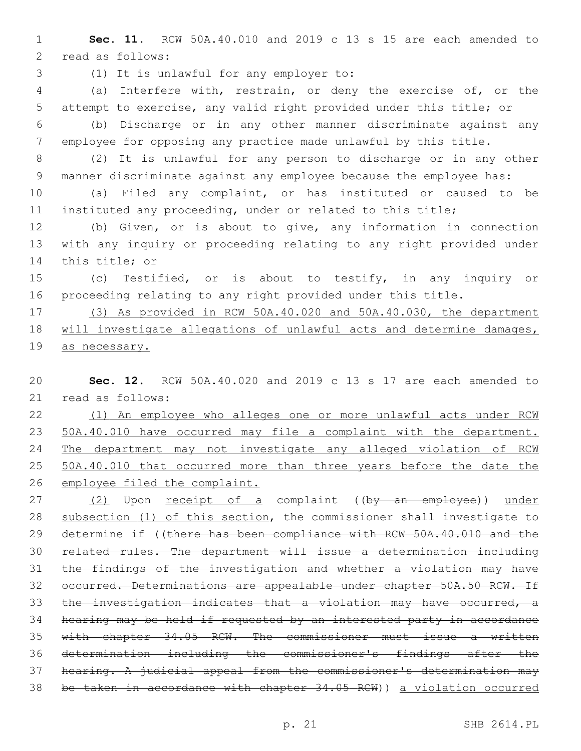**Sec. 11.** RCW 50A.40.010 and 2019 c 13 s 15 are each amended to read as follows:

(1) It is unlawful for any employer to:

(a) Interfere with, restrain, or deny the exercise of, or the attempt to exercise, any valid right provided under this title; or

(b) Discharge or in any other manner discriminate against any employee for opposing any practice made unlawful by this title.

(2) It is unlawful for any person to discharge or in any other manner discriminate against any employee because the employee has:

(a) Filed any complaint, or has instituted or caused to be instituted any proceeding, under or related to this title;

(b) Given, or is about to give, any information in connection with any inquiry or proceeding relating to any right provided under this title; or

(c) Testified, or is about to testify, in any inquiry or proceeding relating to any right provided under this title.

<u>(3) As provided in RCW 50A.40.020 and 50A.40.030, the department will investigate allegations of unlawful acts and determine damages, as necessary.</u>

**Sec. 12.** RCW 50A.40.020 and 2019 c 13 s 17 are each amended to read as follows:

<u>(1) An employee who alleges one or more unlawful acts under RCW 50A.40.010 have occurred may file a complaint with the department. The department may not investigate any alleged violation of RCW 50A.40.010 that occurred more than three years before the date the employee filed the complaint.</u>

<u>(2)</u> Upon <u>receipt of a</u> complaint ((~~by an employee~~)) <u>under subsection (1) of this section</u>, the commissioner shall investigate to determine if ((~~there has been compliance with RCW 50A.40.010 and the related rules. The department will issue a determination including the findings of the investigation and whether a violation may have occurred. Determinations are appealable under chapter 50A.50 RCW. If the investigation indicates that a violation may have occurred, a hearing may be held if requested by an interested party in accordance with chapter 34.05 RCW. The commissioner must issue a written determination including the commissioner's findings after the hearing. A judicial appeal from the commissioner's determination may be taken in accordance with chapter 34.05 RCW~~)) <u>a violation occurred</u>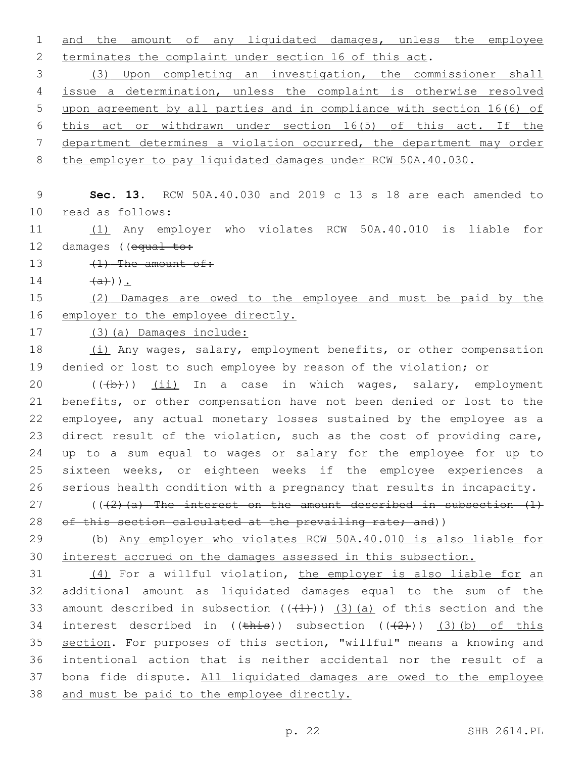and the amount of any liquidated damages, unless the employee terminates the complaint under section 16 of this act.

(3) Upon completing an investigation, the commissioner shall issue a determination, unless the complaint is otherwise resolved upon agreement by all parties and in compliance with section 16(6) of this act or withdrawn under section 16(5) of this act. If the department determines a violation occurred, the department may order the employer to pay liquidated damages under RCW 50A.40.030.

**Sec. 13.** RCW 50A.40.030 and 2019 c 13 s 18 are each amended to read as follows:

(1) Any employer who violates RCW 50A.40.010 is liable for damages ((equal to:

(1) The amount of:

(a))).

(2) Damages are owed to the employee and must be paid by the employer to the employee directly.

(3)(a) Damages include:

(i) Any wages, salary, employment benefits, or other compensation denied or lost to such employee by reason of the violation; or

(((b))) (ii) In a case in which wages, salary, employment benefits, or other compensation have not been denied or lost to the employee, any actual monetary losses sustained by the employee as a direct result of the violation, such as the cost of providing care, up to a sum equal to wages or salary for the employee for up to sixteen weeks, or eighteen weeks if the employee experiences a serious health condition with a pregnancy that results in incapacity.

(((2)(a) The interest on the amount described in subsection (1) of this section calculated at the prevailing rate; and))

(b) Any employer who violates RCW 50A.40.010 is also liable for interest accrued on the damages assessed in this subsection.

(4) For a willful violation, the employer is also liable for an additional amount as liquidated damages equal to the sum of the amount described in subsection (((1))) (3)(a) of this section and the interest described in ((this)) subsection (((2))) (3)(b) of this section. For purposes of this section, "willful" means a knowing and intentional action that is neither accidental nor the result of a bona fide dispute. All liquidated damages are owed to the employee and must be paid to the employee directly.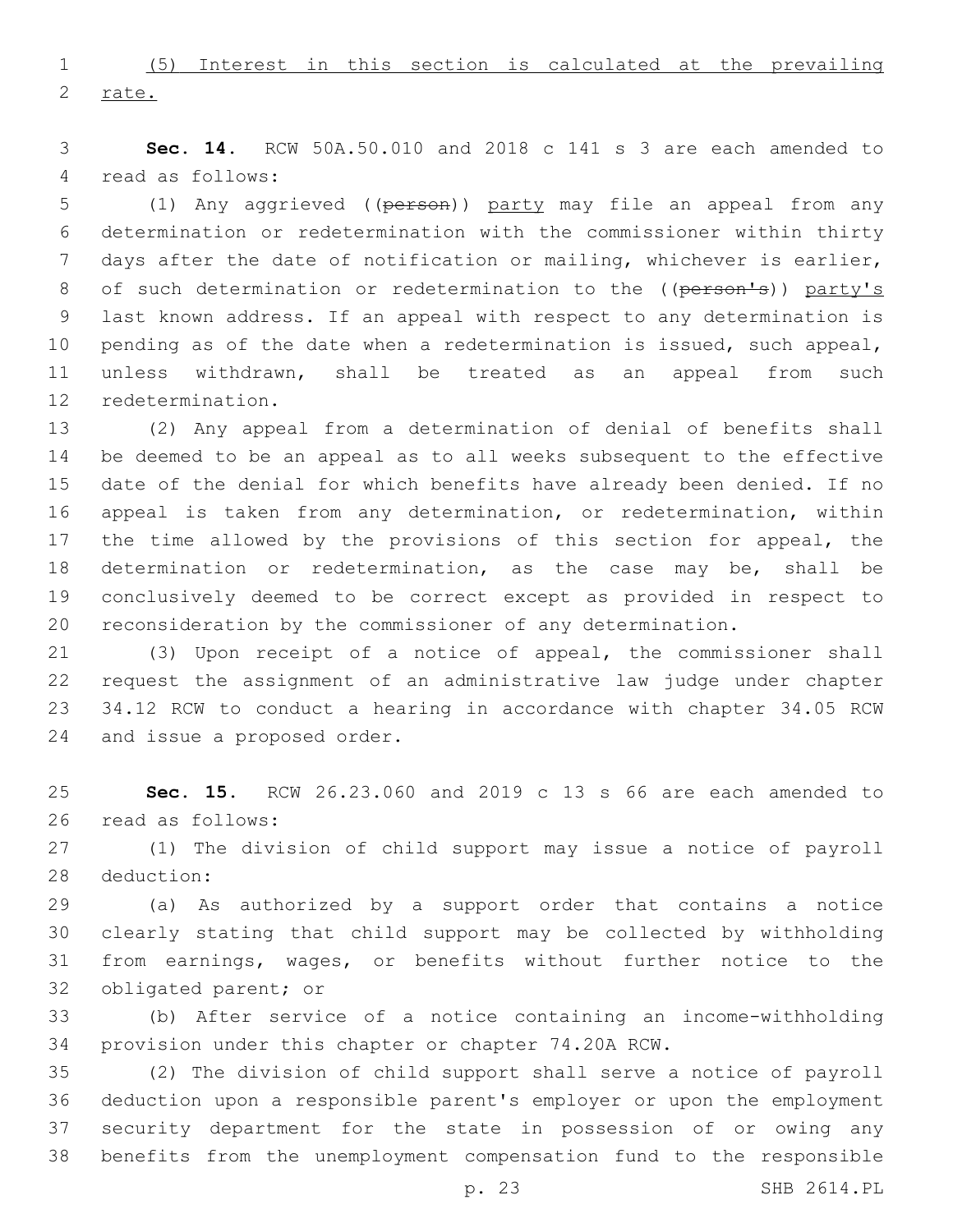(5) Interest in this section is calculated at the prevailing rate.

**Sec. 14.** RCW 50A.50.010 and 2018 c 141 s 3 are each amended to read as follows:

(1) Any aggrieved ((~~person~~)) party may file an appeal from any determination or redetermination with the commissioner within thirty days after the date of notification or mailing, whichever is earlier, of such determination or redetermination to the ((~~person's~~)) party's last known address. If an appeal with respect to any determination is pending as of the date when a redetermination is issued, such appeal, unless withdrawn, shall be treated as an appeal from such redetermination.

(2) Any appeal from a determination of denial of benefits shall be deemed to be an appeal as to all weeks subsequent to the effective date of the denial for which benefits have already been denied. If no appeal is taken from any determination, or redetermination, within the time allowed by the provisions of this section for appeal, the determination or redetermination, as the case may be, shall be conclusively deemed to be correct except as provided in respect to reconsideration by the commissioner of any determination.

(3) Upon receipt of a notice of appeal, the commissioner shall request the assignment of an administrative law judge under chapter 34.12 RCW to conduct a hearing in accordance with chapter 34.05 RCW and issue a proposed order.

**Sec. 15.** RCW 26.23.060 and 2019 c 13 s 66 are each amended to read as follows:

(1) The division of child support may issue a notice of payroll deduction:

(a) As authorized by a support order that contains a notice clearly stating that child support may be collected by withholding from earnings, wages, or benefits without further notice to the obligated parent; or

(b) After service of a notice containing an income-withholding provision under this chapter or chapter 74.20A RCW.

(2) The division of child support shall serve a notice of payroll deduction upon a responsible parent's employer or upon the employment security department for the state in possession of or owing any benefits from the unemployment compensation fund to the responsible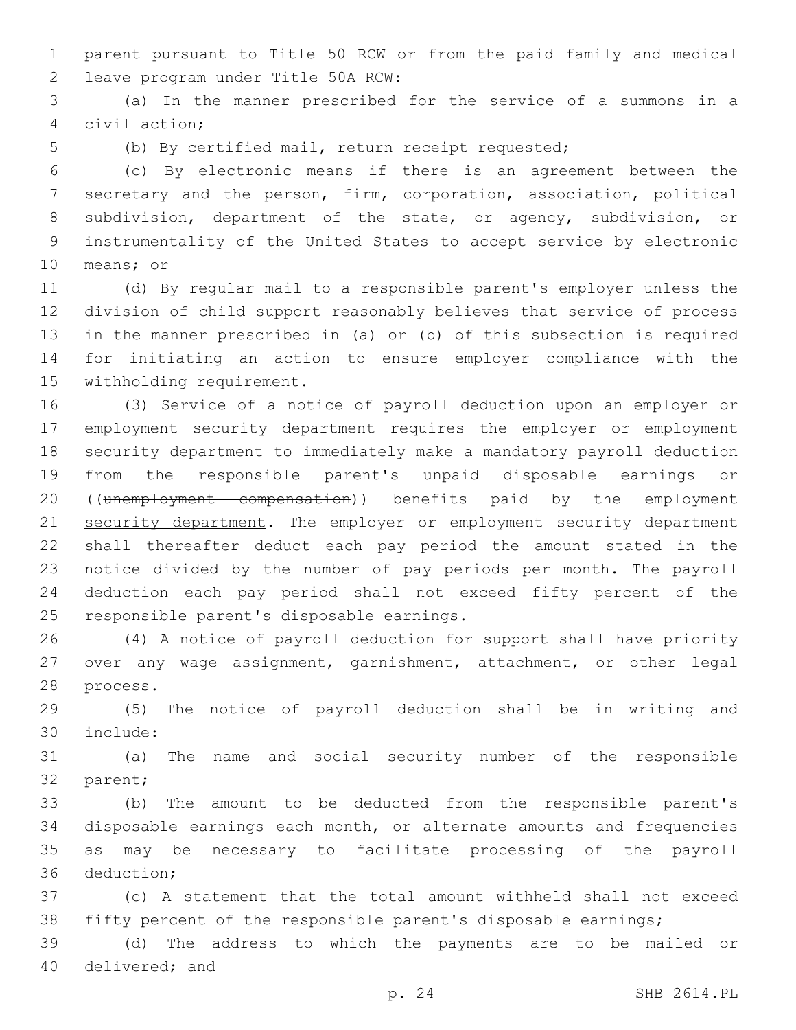parent pursuant to Title 50 RCW or from the paid family and medical leave program under Title 50A RCW:

(a) In the manner prescribed for the service of a summons in a civil action;

(b) By certified mail, return receipt requested;

(c) By electronic means if there is an agreement between the secretary and the person, firm, corporation, association, political subdivision, department of the state, or agency, subdivision, or instrumentality of the United States to accept service by electronic means; or

(d) By regular mail to a responsible parent's employer unless the division of child support reasonably believes that service of process in the manner prescribed in (a) or (b) of this subsection is required for initiating an action to ensure employer compliance with the withholding requirement.

(3) Service of a notice of payroll deduction upon an employer or employment security department requires the employer or employment security department to immediately make a mandatory payroll deduction from the responsible parent's unpaid disposable earnings or ((~~unemployment compensation~~)) benefits paid by the employment security department. The employer or employment security department shall thereafter deduct each pay period the amount stated in the notice divided by the number of pay periods per month. The payroll deduction each pay period shall not exceed fifty percent of the responsible parent's disposable earnings.

(4) A notice of payroll deduction for support shall have priority over any wage assignment, garnishment, attachment, or other legal process.

(5) The notice of payroll deduction shall be in writing and include:

(a) The name and social security number of the responsible parent;

(b) The amount to be deducted from the responsible parent's disposable earnings each month, or alternate amounts and frequencies as may be necessary to facilitate processing of the payroll deduction;

(c) A statement that the total amount withheld shall not exceed fifty percent of the responsible parent's disposable earnings;

(d) The address to which the payments are to be mailed or delivered; and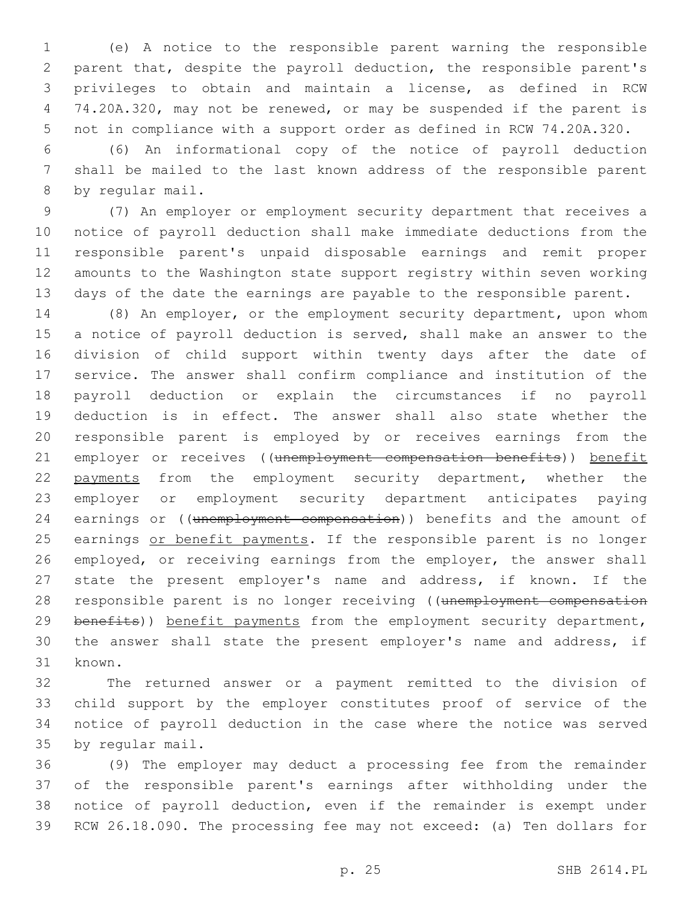(e) A notice to the responsible parent warning the responsible parent that, despite the payroll deduction, the responsible parent's privileges to obtain and maintain a license, as defined in RCW 74.20A.320, may not be renewed, or may be suspended if the parent is not in compliance with a support order as defined in RCW 74.20A.320.

(6) An informational copy of the notice of payroll deduction shall be mailed to the last known address of the responsible parent by regular mail.

(7) An employer or employment security department that receives a notice of payroll deduction shall make immediate deductions from the responsible parent's unpaid disposable earnings and remit proper amounts to the Washington state support registry within seven working days of the date the earnings are payable to the responsible parent.

(8) An employer, or the employment security department, upon whom a notice of payroll deduction is served, shall make an answer to the division of child support within twenty days after the date of service. The answer shall confirm compliance and institution of the payroll deduction or explain the circumstances if no payroll deduction is in effect. The answer shall also state whether the responsible parent is employed by or receives earnings from the employer or receives ((~~unemployment compensation benefits~~)) <u>benefit payments</u> from the employment security department, whether the employer or employment security department anticipates paying earnings or ((~~unemployment compensation~~)) benefits and the amount of earnings <u>or benefit payments</u>. If the responsible parent is no longer employed, or receiving earnings from the employer, the answer shall state the present employer's name and address, if known. If the responsible parent is no longer receiving ((~~unemployment compensation benefits~~)) <u>benefit payments</u> from the employment security department, the answer shall state the present employer's name and address, if known.

The returned answer or a payment remitted to the division of child support by the employer constitutes proof of service of the notice of payroll deduction in the case where the notice was served by regular mail.

(9) The employer may deduct a processing fee from the remainder of the responsible parent's earnings after withholding under the notice of payroll deduction, even if the remainder is exempt under RCW 26.18.090. The processing fee may not exceed: (a) Ten dollars for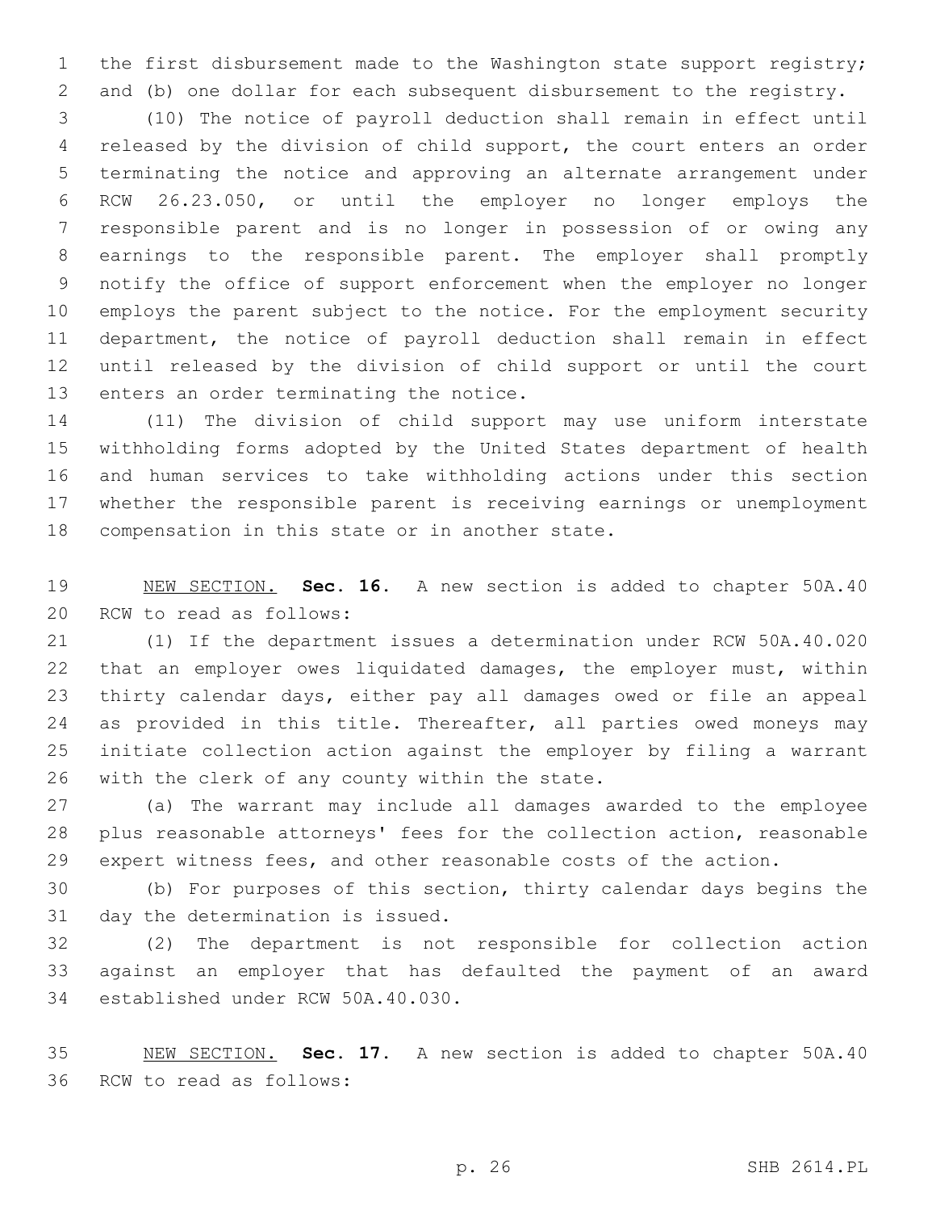the first disbursement made to the Washington state support registry; and (b) one dollar for each subsequent disbursement to the registry.

(10) The notice of payroll deduction shall remain in effect until released by the division of child support, the court enters an order terminating the notice and approving an alternate arrangement under RCW 26.23.050, or until the employer no longer employs the responsible parent and is no longer in possession of or owing any earnings to the responsible parent. The employer shall promptly notify the office of support enforcement when the employer no longer employs the parent subject to the notice. For the employment security department, the notice of payroll deduction shall remain in effect until released by the division of child support or until the court enters an order terminating the notice.

(11) The division of child support may use uniform interstate withholding forms adopted by the United States department of health and human services to take withholding actions under this section whether the responsible parent is receiving earnings or unemployment compensation in this state or in another state.

NEW SECTION. **Sec. 16.** A new section is added to chapter 50A.40 RCW to read as follows:

(1) If the department issues a determination under RCW 50A.40.020 that an employer owes liquidated damages, the employer must, within thirty calendar days, either pay all damages owed or file an appeal as provided in this title. Thereafter, all parties owed moneys may initiate collection action against the employer by filing a warrant with the clerk of any county within the state.

(a) The warrant may include all damages awarded to the employee plus reasonable attorneys' fees for the collection action, reasonable expert witness fees, and other reasonable costs of the action.

(b) For purposes of this section, thirty calendar days begins the day the determination is issued.

(2) The department is not responsible for collection action against an employer that has defaulted the payment of an award established under RCW 50A.40.030.

NEW SECTION. **Sec. 17.** A new section is added to chapter 50A.40 RCW to read as follows: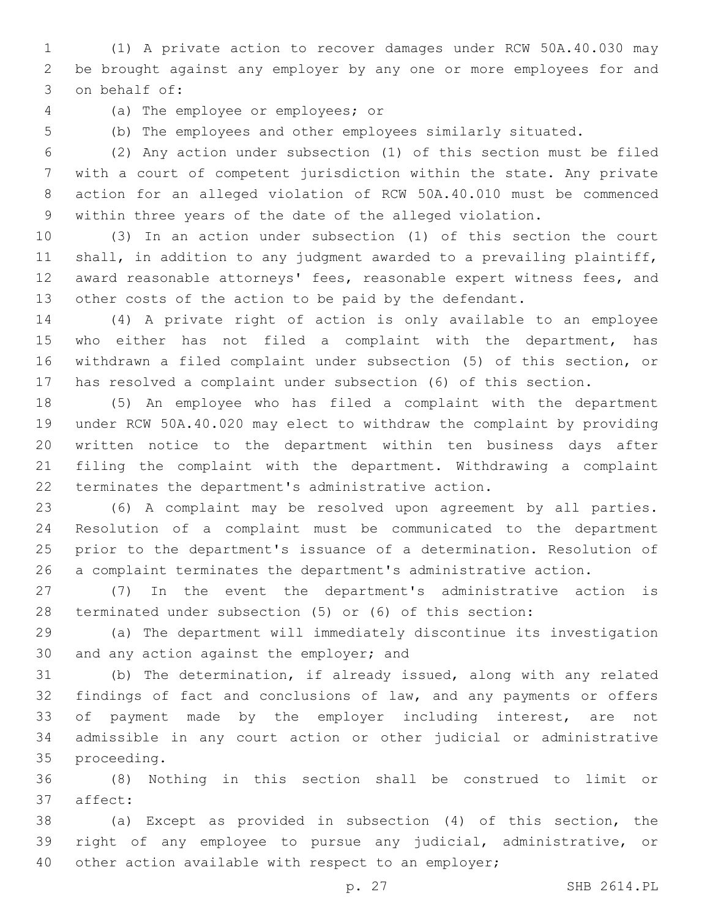(1) A private action to recover damages under RCW 50A.40.030 may be brought against any employer by any one or more employees for and on behalf of:

(a) The employee or employees; or

(b) The employees and other employees similarly situated.

(2) Any action under subsection (1) of this section must be filed with a court of competent jurisdiction within the state. Any private action for an alleged violation of RCW 50A.40.010 must be commenced within three years of the date of the alleged violation.

(3) In an action under subsection (1) of this section the court shall, in addition to any judgment awarded to a prevailing plaintiff, award reasonable attorneys' fees, reasonable expert witness fees, and other costs of the action to be paid by the defendant.

(4) A private right of action is only available to an employee who either has not filed a complaint with the department, has withdrawn a filed complaint under subsection (5) of this section, or has resolved a complaint under subsection (6) of this section.

(5) An employee who has filed a complaint with the department under RCW 50A.40.020 may elect to withdraw the complaint by providing written notice to the department within ten business days after filing the complaint with the department. Withdrawing a complaint terminates the department's administrative action.

(6) A complaint may be resolved upon agreement by all parties. Resolution of a complaint must be communicated to the department prior to the department's issuance of a determination. Resolution of a complaint terminates the department's administrative action.

(7) In the event the department's administrative action is terminated under subsection (5) or (6) of this section:

(a) The department will immediately discontinue its investigation and any action against the employer; and

(b) The determination, if already issued, along with any related findings of fact and conclusions of law, and any payments or offers of payment made by the employer including interest, are not admissible in any court action or other judicial or administrative proceeding.

(8) Nothing in this section shall be construed to limit or affect:

(a) Except as provided in subsection (4) of this section, the right of any employee to pursue any judicial, administrative, or other action available with respect to an employer;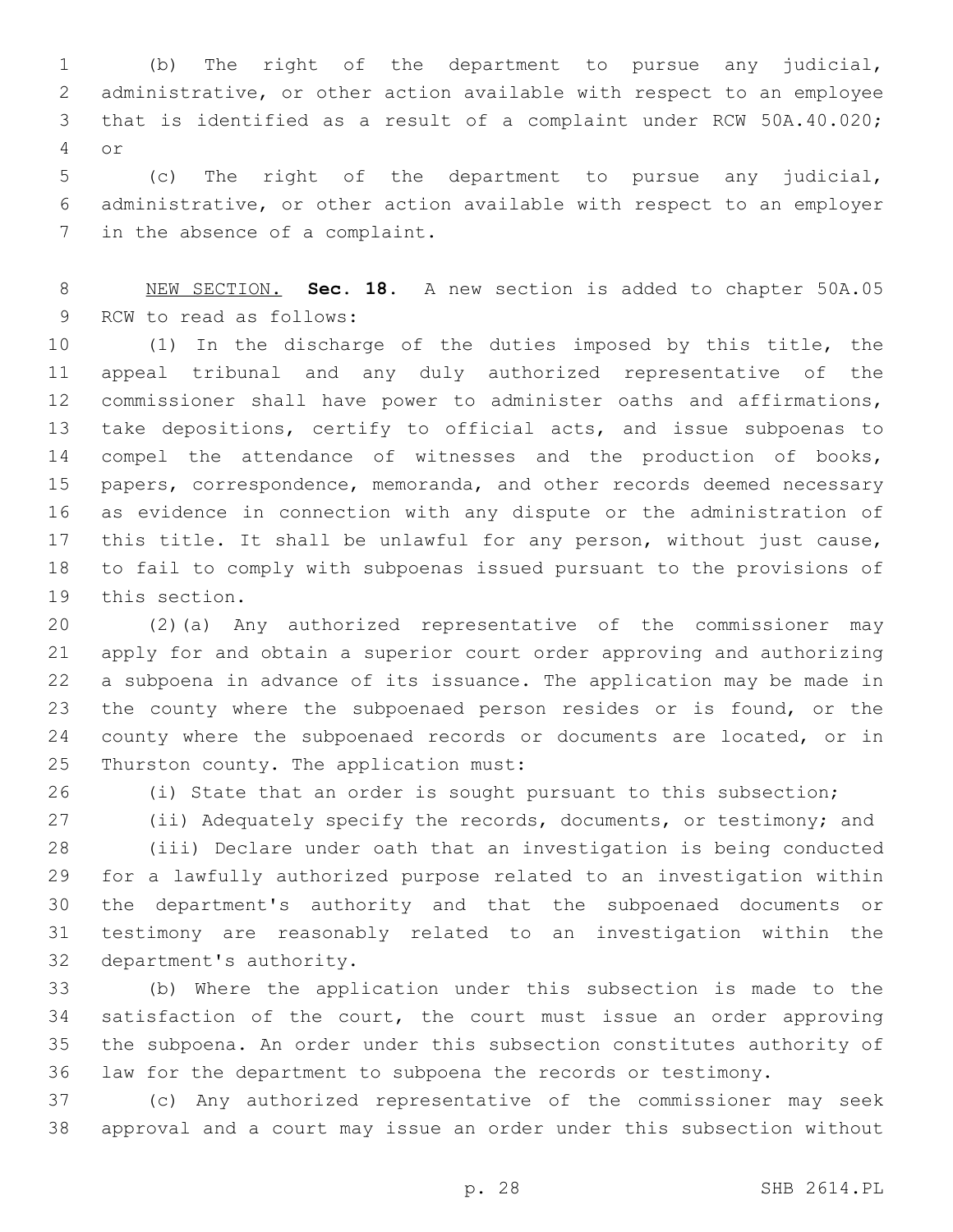(b) The right of the department to pursue any judicial, administrative, or other action available with respect to an employee that is identified as a result of a complaint under RCW 50A.40.020; or

(c) The right of the department to pursue any judicial, administrative, or other action available with respect to an employer in the absence of a complaint.

NEW SECTION. **Sec. 18.** A new section is added to chapter 50A.05 RCW to read as follows:

(1) In the discharge of the duties imposed by this title, the appeal tribunal and any duly authorized representative of the commissioner shall have power to administer oaths and affirmations, take depositions, certify to official acts, and issue subpoenas to compel the attendance of witnesses and the production of books, papers, correspondence, memoranda, and other records deemed necessary as evidence in connection with any dispute or the administration of this title. It shall be unlawful for any person, without just cause, to fail to comply with subpoenas issued pursuant to the provisions of this section.

(2)(a) Any authorized representative of the commissioner may apply for and obtain a superior court order approving and authorizing a subpoena in advance of its issuance. The application may be made in the county where the subpoenaed person resides or is found, or the county where the subpoenaed records or documents are located, or in Thurston county. The application must:

(i) State that an order is sought pursuant to this subsection;

(ii) Adequately specify the records, documents, or testimony; and

(iii) Declare under oath that an investigation is being conducted for a lawfully authorized purpose related to an investigation within the department's authority and that the subpoenaed documents or testimony are reasonably related to an investigation within the department's authority.

(b) Where the application under this subsection is made to the satisfaction of the court, the court must issue an order approving the subpoena. An order under this subsection constitutes authority of law for the department to subpoena the records or testimony.

(c) Any authorized representative of the commissioner may seek approval and a court may issue an order under this subsection without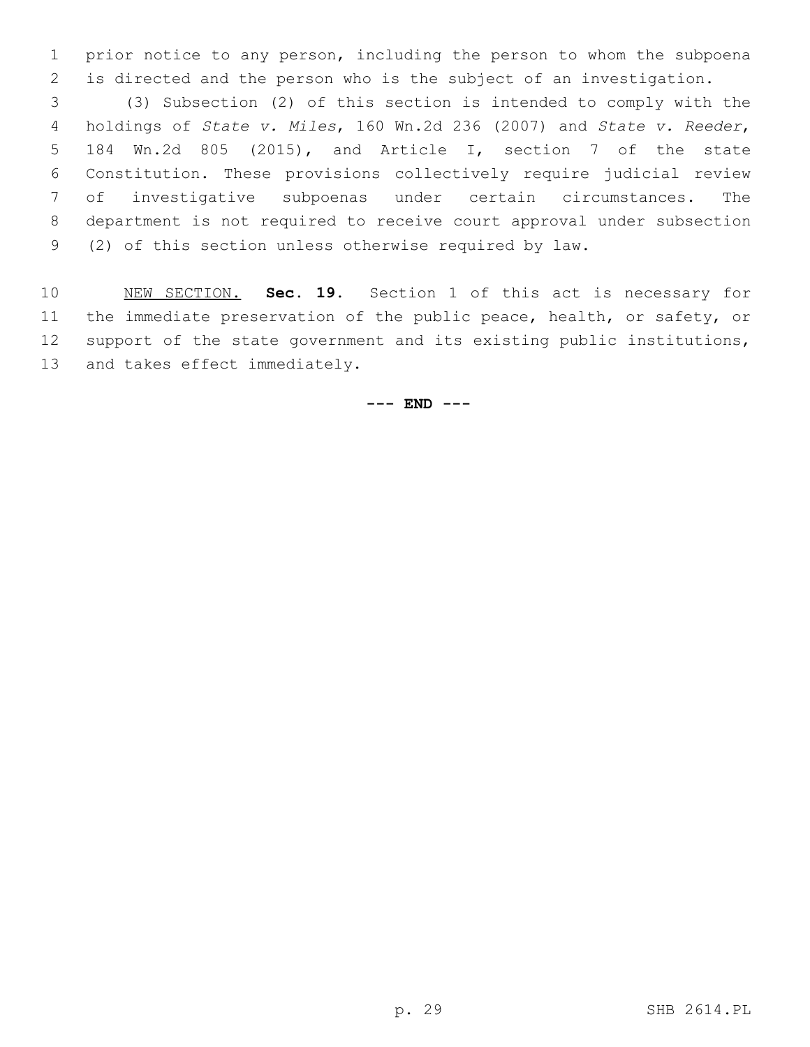prior notice to any person, including the person to whom the subpoena is directed and the person who is the subject of an investigation.

(3) Subsection (2) of this section is intended to comply with the holdings of *State v. Miles*, 160 Wn.2d 236 (2007) and *State v. Reeder*, 184 Wn.2d 805 (2015), and Article I, section 7 of the state Constitution. These provisions collectively require judicial review of investigative subpoenas under certain circumstances. The department is not required to receive court approval under subsection (2) of this section unless otherwise required by law.

NEW SECTION. **Sec. 19.** Section 1 of this act is necessary for the immediate preservation of the public peace, health, or safety, or support of the state government and its existing public institutions, and takes effect immediately.

**--- END ---**